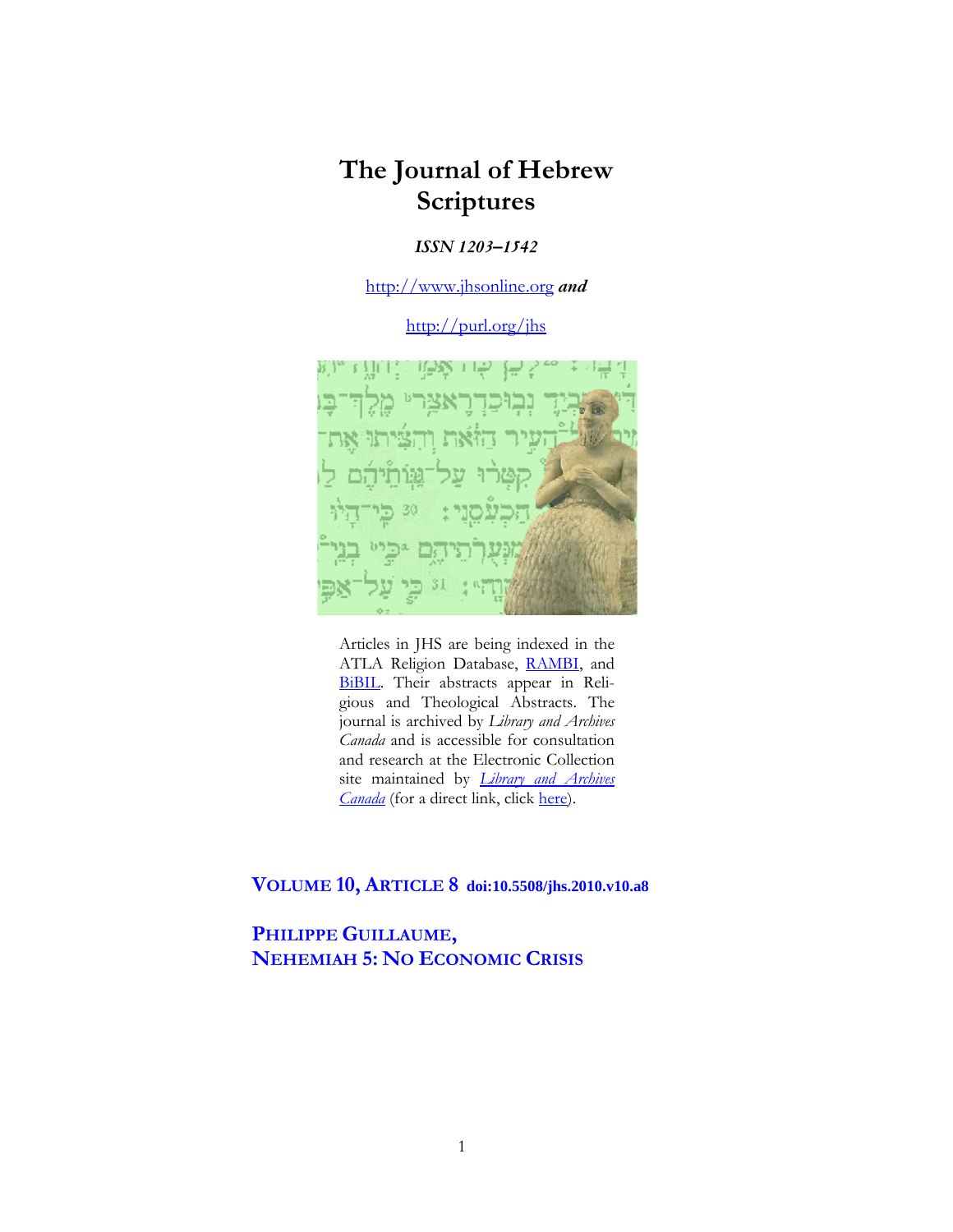# The Journal of Hebrew Scriptures

***ISSN 1203–1542***

http://www.jhsonline.org ***and***

http://purl.org/jhs

Articles in JHS are being indexed in the ATLA Religion Database, RAMBI, and BiBIL. Their abstracts appear in Religious and Theological Abstracts. The journal is archived by *Library and Archives Canada* and is accessible for consultation and research at the Electronic Collection site maintained by *Library and Archives Canada* (for a direct link, click here).

## VOLUME 10, ARTICLE 8 doi:10.5508/jhs.2010.v10.a8

## PHILIPPE GUILLAUME, NEHEMIAH 5: NO ECONOMIC CRISIS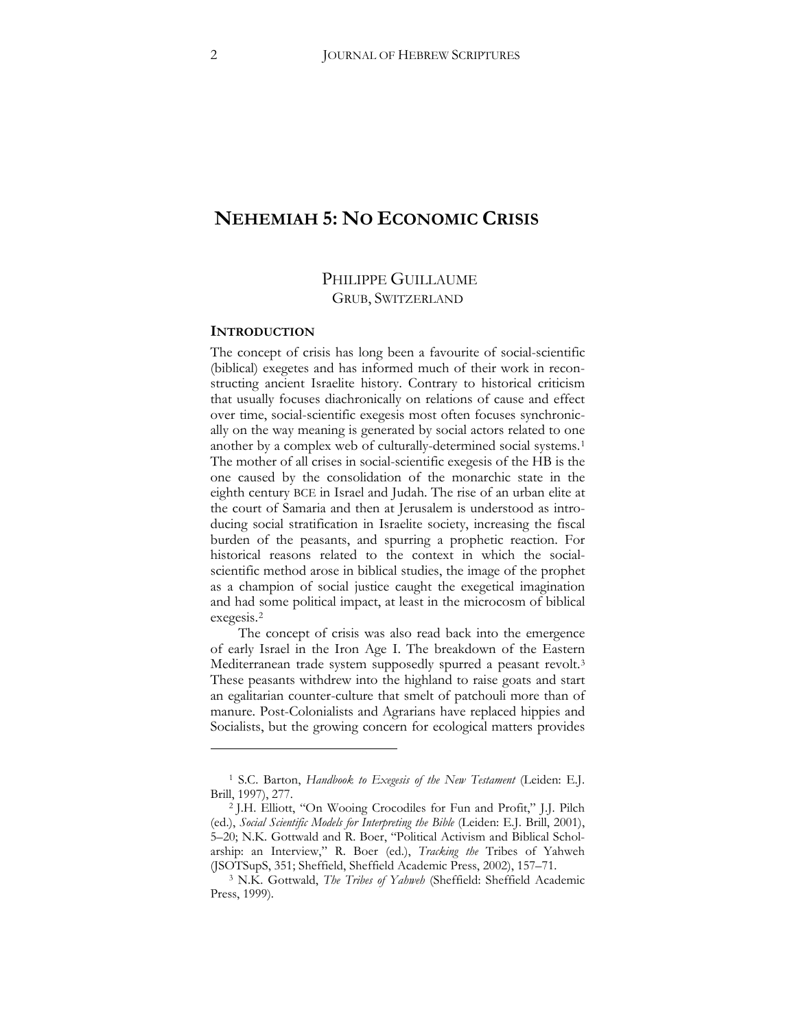# NEHEMIAH 5: NO ECONOMIC CRISIS

PHILIPPE GUILLAUME
GRUB, SWITZERLAND

## INTRODUCTION

The concept of crisis has long been a favourite of social-scientific (biblical) exegetes and has informed much of their work in reconstructing ancient Israelite history. Contrary to historical criticism that usually focuses diachronically on relations of cause and effect over time, social-scientific exegesis most often focuses synchronically on the way meaning is generated by social actors related to one another by a complex web of culturally-determined social systems.[1] The mother of all crises in social-scientific exegesis of the HB is the one caused by the consolidation of the monarchic state in the eighth century BCE in Israel and Judah. The rise of an urban elite at the court of Samaria and then at Jerusalem is understood as introducing social stratification in Israelite society, increasing the fiscal burden of the peasants, and spurring a prophetic reaction. For historical reasons related to the context in which the social-scientific method arose in biblical studies, the image of the prophet as a champion of social justice caught the exegetical imagination and had some political impact, at least in the microcosm of biblical exegesis.[2]

The concept of crisis was also read back into the emergence of early Israel in the Iron Age I. The breakdown of the Eastern Mediterranean trade system supposedly spurred a peasant revolt.[3] These peasants withdrew into the highland to raise goats and start an egalitarian counter-culture that smelt of patchouli more than of manure. Post-Colonialists and Agrarians have replaced hippies and Socialists, but the growing concern for ecological matters provides

---

[1] S.C. Barton, *Handbook to Exegesis of the New Testament* (Leiden: E.J. Brill, 1997), 277.

[2] J.H. Elliott, "On Wooing Crocodiles for Fun and Profit," J.J. Pilch (ed.), *Social Scientific Models for Interpreting the Bible* (Leiden: E.J. Brill, 2001), 5–20; N.K. Gottwald and R. Boer, "Political Activism and Biblical Scholarship: an Interview," R. Boer (ed.), *Tracking the* Tribes of Yahweh (JSOTSupS, 351; Sheffield, Sheffield Academic Press, 2002), 157–71.

[3] N.K. Gottwald, *The Tribes of Yahweh* (Sheffield: Sheffield Academic Press, 1999).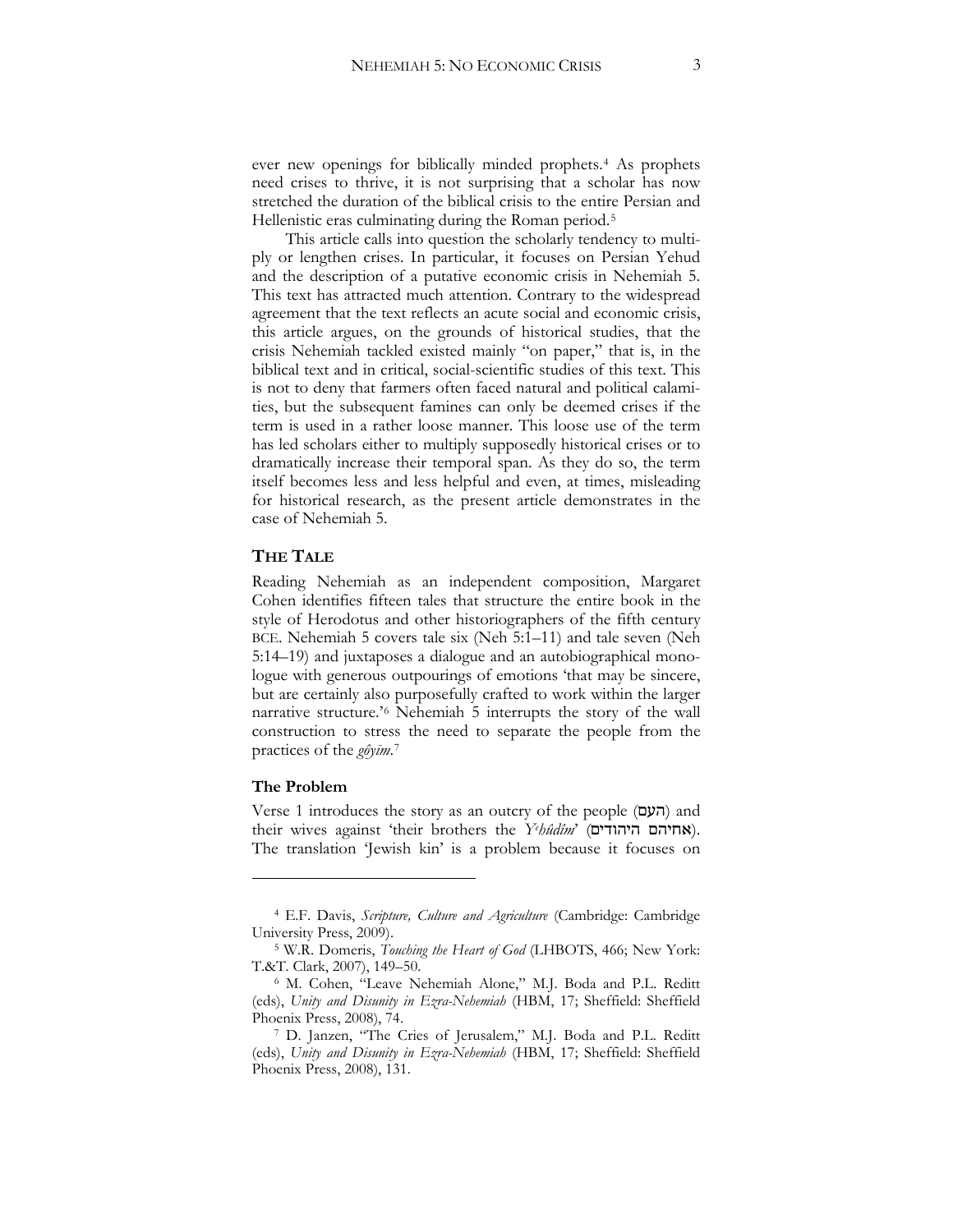ever new openings for biblically minded prophets.[4] As prophets need crises to thrive, it is not surprising that a scholar has now stretched the duration of the biblical crisis to the entire Persian and Hellenistic eras culminating during the Roman period.[5]

This article calls into question the scholarly tendency to multiply or lengthen crises. In particular, it focuses on Persian Yehud and the description of a putative economic crisis in Nehemiah 5. This text has attracted much attention. Contrary to the widespread agreement that the text reflects an acute social and economic crisis, this article argues, on the grounds of historical studies, that the crisis Nehemiah tackled existed mainly "on paper," that is, in the biblical text and in critical, social-scientific studies of this text. This is not to deny that farmers often faced natural and political calamities, but the subsequent famines can only be deemed crises if the term is used in a rather loose manner. This loose use of the term has led scholars either to multiply supposedly historical crises or to dramatically increase their temporal span. As they do so, the term itself becomes less and less helpful and even, at times, misleading for historical research, as the present article demonstrates in the case of Nehemiah 5.

## THE TALE

Reading Nehemiah as an independent composition, Margaret Cohen identifies fifteen tales that structure the entire book in the style of Herodotus and other historiographers of the fifth century BCE. Nehemiah 5 covers tale six (Neh 5:1–11) and tale seven (Neh 5:14–19) and juxtaposes a dialogue and an autobiographical monologue with generous outpourings of emotions 'that may be sincere, but are certainly also purposefully crafted to work within the larger narrative structure.'[6] Nehemiah 5 interrupts the story of the wall construction to stress the need to separate the people from the practices of the *gôyīm*.[7]

### The Problem

Verse 1 introduces the story as an outcry of the people (העם) and their wives against 'their brothers the *Yᵉhûdîm*' (אחיהם היהודים). The translation 'Jewish kin' is a problem because it focuses on

---

[4] E.F. Davis, *Scripture, Culture and Agriculture* (Cambridge: Cambridge University Press, 2009).

[5] W.R. Domeris, *Touching the Heart of God* (LHBOTS, 466; New York: T.&T. Clark, 2007), 149–50.

[6] M. Cohen, "Leave Nehemiah Alone," M.J. Boda and P.L. Reditt (eds), *Unity and Disunity in Ezra-Nehemiah* (HBM, 17; Sheffield: Sheffield Phoenix Press, 2008), 74.

[7] D. Janzen, "The Cries of Jerusalem," M.J. Boda and P.L. Reditt (eds), *Unity and Disunity in Ezra-Nehemiah* (HBM, 17; Sheffield: Sheffield Phoenix Press, 2008), 131.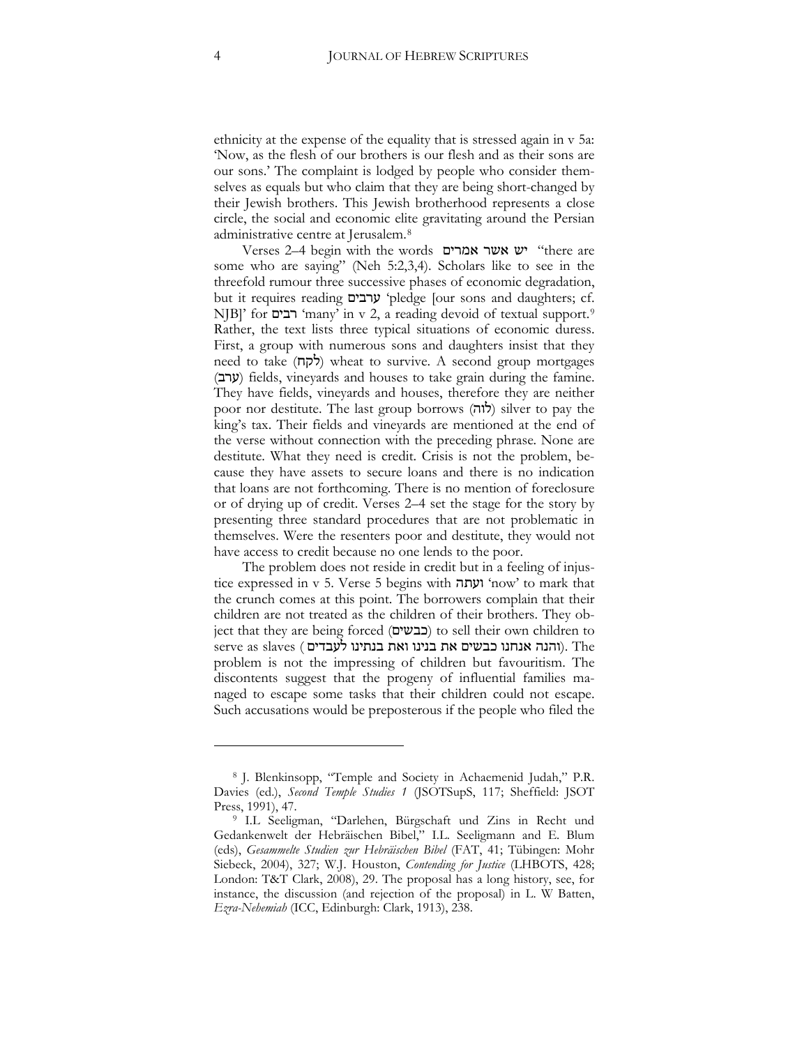ethnicity at the expense of the equality that is stressed again in v 5a: 'Now, as the flesh of our brothers is our flesh and as their sons are our sons.' The complaint is lodged by people who consider themselves as equals but who claim that they are being short-changed by their Jewish brothers. This Jewish brotherhood represents a close circle, the social and economic elite gravitating around the Persian administrative centre at Jerusalem.[8]

Verses 2–4 begin with the words יש אשר אמרים "there are some who are saying" (Neh 5:2,3,4). Scholars like to see in the threefold rumour three successive phases of economic degradation, but it requires reading ערבים 'pledge [our sons and daughters; cf. NJB]' for רבים 'many' in v 2, a reading devoid of textual support.[9] Rather, the text lists three typical situations of economic duress. First, a group with numerous sons and daughters insist that they need to take (לקח) wheat to survive. A second group mortgages (ערב) fields, vineyards and houses to take grain during the famine. They have fields, vineyards and houses, therefore they are neither poor nor destitute. The last group borrows (לוה) silver to pay the king's tax. Their fields and vineyards are mentioned at the end of the verse without connection with the preceding phrase. None are destitute. What they need is credit. Crisis is not the problem, because they have assets to secure loans and there is no indication that loans are not forthcoming. There is no mention of foreclosure or of drying up of credit. Verses 2–4 set the stage for the story by presenting three standard procedures that are not problematic in themselves. Were the resenters poor and destitute, they would not have access to credit because no one lends to the poor.

The problem does not reside in credit but in a feeling of injustice expressed in v 5. Verse 5 begins with ועתה 'now' to mark that the crunch comes at this point. The borrowers complain that their children are not treated as the children of their brothers. They object that they are being forced (כבשים) to sell their own children to serve as slaves (והנה אנחנו כבשים את בנינו ואת בנתינו לעבדים). The problem is not the impressing of children but favouritism. The discontents suggest that the progeny of influential families managed to escape some tasks that their children could not escape. Such accusations would be preposterous if the people who filed the

---

[8] J. Blenkinsopp, "Temple and Society in Achaemenid Judah," P.R. Davies (ed.), *Second Temple Studies 1* (JSOTSupS, 117; Sheffield: JSOT Press, 1991), 47.

[9] I.L Seeligman, "Darlehen, Bürgschaft und Zins in Recht und Gedankenwelt der Hebräischen Bibel," I.L. Seeligmann and E. Blum (eds), *Gesammelte Studien zur Hebräischen Bibel* (FAT, 41; Tübingen: Mohr Siebeck, 2004), 327; W.J. Houston, *Contending for Justice* (LHBOTS, 428; London: T&T Clark, 2008), 29. The proposal has a long history, see, for instance, the discussion (and rejection of the proposal) in L. W Batten, *Ezra-Nehemiah* (ICC, Edinburgh: Clark, 1913), 238.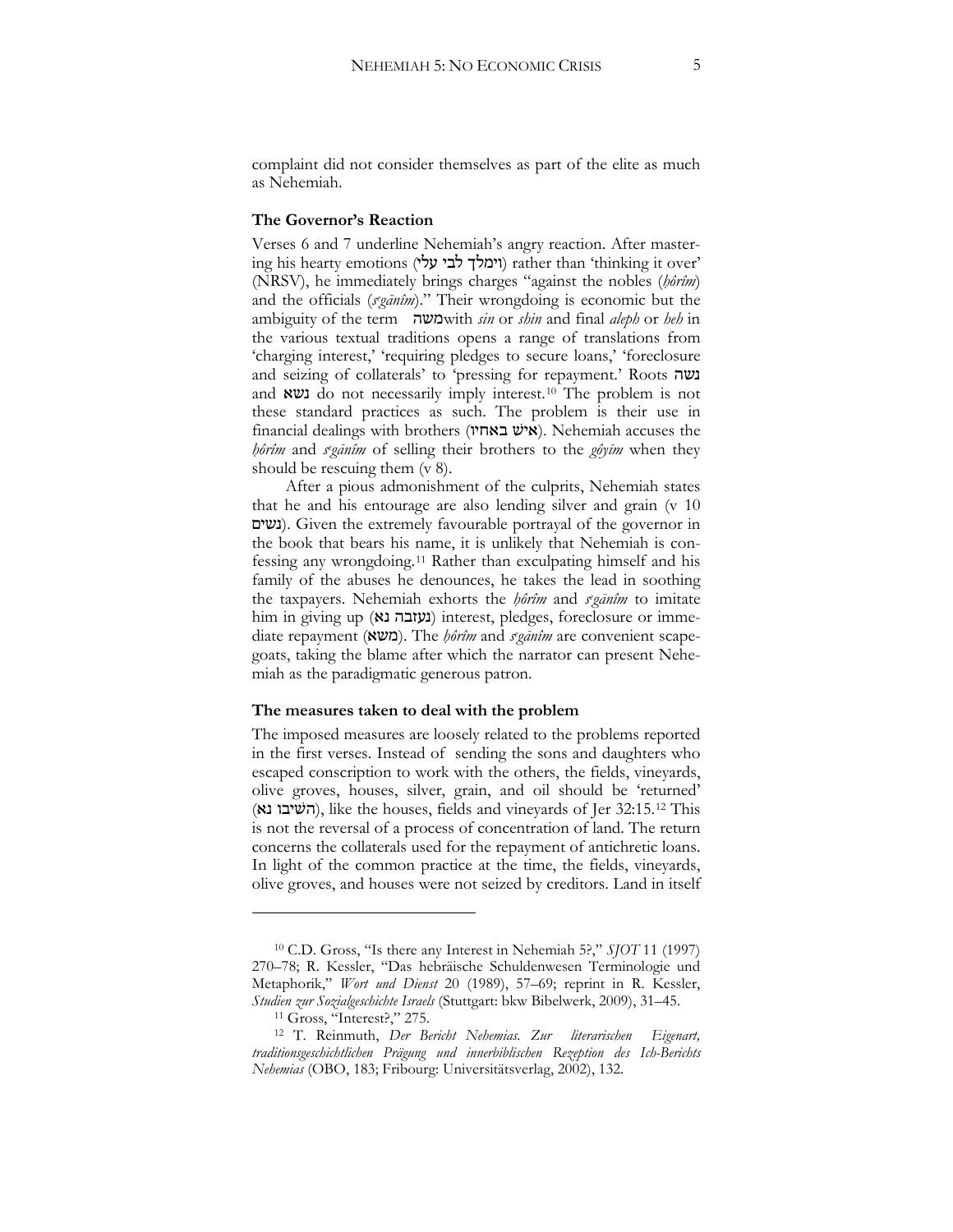complaint did not consider themselves as part of the elite as much as Nehemiah.

### The Governor's Reaction

Verses 6 and 7 underline Nehemiah's angry reaction. After mastering his hearty emotions (וימלך לבי עלי) rather than 'thinking it over' (NRSV), he immediately brings charges "against the nobles (*ḥôrîm*) and the officials (*sᵉgānîm*)." Their wrongdoing is economic but the ambiguity of the term משה with *sin* or *shin* and final *aleph* or *heh* in the various textual traditions opens a range of translations from 'charging interest,' 'requiring pledges to secure loans,' 'foreclosure and seizing of collaterals' to 'pressing for repayment.' Roots נשה and נשא do not necessarily imply interest.[10] The problem is not these standard practices as such. The problem is their use in financial dealings with brothers (איש באחיו). Nehemiah accuses the *ḥôrîm* and *sᵉgānîm* of selling their brothers to the *gôyīm* when they should be rescuing them (v 8).

After a pious admonishment of the culprits, Nehemiah states that he and his entourage are also lending silver and grain (v 10 נשים). Given the extremely favourable portrayal of the governor in the book that bears his name, it is unlikely that Nehemiah is confessing any wrongdoing.[11] Rather than exculpating himself and his family of the abuses he denounces, he takes the lead in soothing the taxpayers. Nehemiah exhorts the *ḥôrîm* and *sᵉgānîm* to imitate him in giving up (נעזבה נא) interest, pledges, foreclosure or immediate repayment (משא). The *ḥôrîm* and *sᵉgānîm* are convenient scapegoats, taking the blame after which the narrator can present Nehemiah as the paradigmatic generous patron.

### The measures taken to deal with the problem

The imposed measures are loosely related to the problems reported in the first verses. Instead of sending the sons and daughters who escaped conscription to work with the others, the fields, vineyards, olive groves, houses, silver, grain, and oil should be 'returned' (השיבו נא), like the houses, fields and vineyards of Jer 32:15.[12] This is not the reversal of a process of concentration of land. The return concerns the collaterals used for the repayment of antichretic loans. In light of the common practice at the time, the fields, vineyards, olive groves, and houses were not seized by creditors. Land in itself

---

[10] C.D. Gross, "Is there any Interest in Nehemiah 5?," *SJOT* 11 (1997) 270–78; R. Kessler, "Das hebräische Schuldenwesen Terminologie und Metaphorik," *Wort und Dienst* 20 (1989), 57–69; reprint in R. Kessler, *Studien zur Sozialgeschichte Israels* (Stuttgart: bkw Bibelwerk, 2009), 31–45.

[11] Gross, "Interest?," 275.

[12] T. Reinmuth, *Der Bericht Nehemias. Zur literarischen Eigenart, traditionsgeschichtlichen Prägung und innerbiblischen Rezeption des Ich-Berichts Nehemias* (OBO, 183; Fribourg: Universitätsverlag, 2002), 132.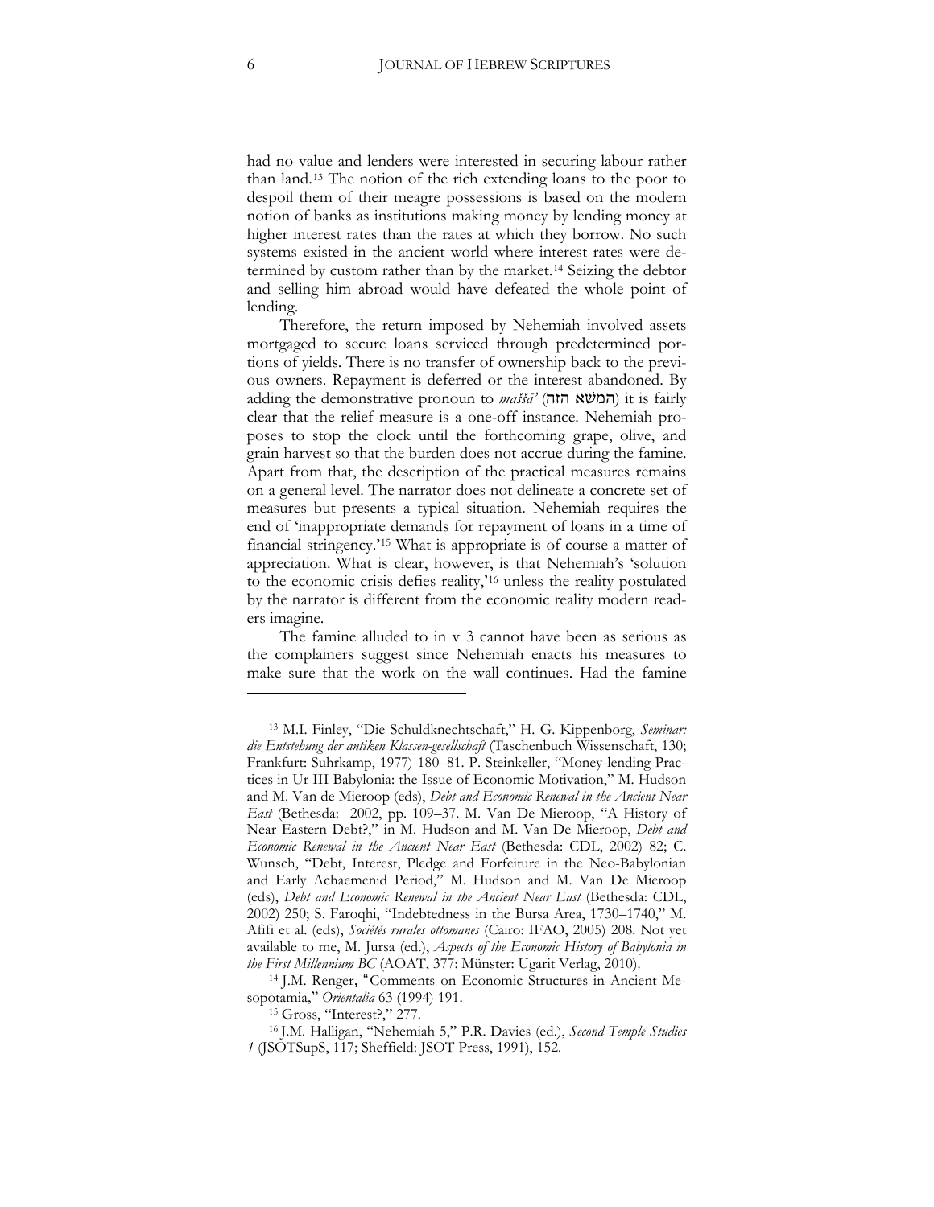had no value and lenders were interested in securing labour rather than land.[13] The notion of the rich extending loans to the poor to despoil them of their meagre possessions is based on the modern notion of banks as institutions making money by lending money at higher interest rates than the rates at which they borrow. No such systems existed in the ancient world where interest rates were determined by custom rather than by the market.[14] Seizing the debtor and selling him abroad would have defeated the whole point of lending.

Therefore, the return imposed by Nehemiah involved assets mortgaged to secure loans serviced through predetermined portions of yields. There is no transfer of ownership back to the previous owners. Repayment is deferred or the interest abandoned. By adding the demonstrative pronoun to *maššāʾ* (המשא הזה) it is fairly clear that the relief measure is a one-off instance. Nehemiah proposes to stop the clock until the forthcoming grape, olive, and grain harvest so that the burden does not accrue during the famine. Apart from that, the description of the practical measures remains on a general level. The narrator does not delineate a concrete set of measures but presents a typical situation. Nehemiah requires the end of 'inappropriate demands for repayment of loans in a time of financial stringency.'[15] What is appropriate is of course a matter of appreciation. What is clear, however, is that Nehemiah's 'solution to the economic crisis defies reality,'[16] unless the reality postulated by the narrator is different from the economic reality modern readers imagine.

The famine alluded to in v 3 cannot have been as serious as the complainers suggest since Nehemiah enacts his measures to make sure that the work on the wall continues. Had the famine

---

[13] M.I. Finley, "Die Schuldknechtschaft," H. G. Kippenborg, *Seminar: die Entstehung der antiken Klassen-gesellschaft* (Taschenbuch Wissenschaft, 130; Frankfurt: Suhrkamp, 1977) 180–81. P. Steinkeller, "Money-lending Practices in Ur III Babylonia: the Issue of Economic Motivation," M. Hudson and M. Van de Mieroop (eds), *Debt and Economic Renewal in the Ancient Near East* (Bethesda: 2002, pp. 109–37. M. Van De Mieroop, "A History of Near Eastern Debt?," in M. Hudson and M. Van De Mieroop, *Debt and Economic Renewal in the Ancient Near East* (Bethesda: CDL, 2002) 82; C. Wunsch, "Debt, Interest, Pledge and Forfeiture in the Neo-Babylonian and Early Achaemenid Period," M. Hudson and M. Van De Mieroop (eds), *Debt and Economic Renewal in the Ancient Near East* (Bethesda: CDL, 2002) 250; S. Faroqhi, "Indebtedness in the Bursa Area, 1730–1740," M. Afifi et al. (eds), *Sociétés rurales ottomanes* (Cairo: IFAO, 2005) 208. Not yet available to me, M. Jursa (ed.), *Aspects of the Economic History of Babylonia in the First Millennium BC* (AOAT, 377: Münster: Ugarit Verlag, 2010).

[14] J.M. Renger, "Comments on Economic Structures in Ancient Mesopotamia," *Orientalia* 63 (1994) 191.

[15] Gross, "Interest?," 277.

[16] J.M. Halligan, "Nehemiah 5," P.R. Davies (ed.), *Second Temple Studies 1* (JSOTSupS, 117; Sheffield: JSOT Press, 1991), 152.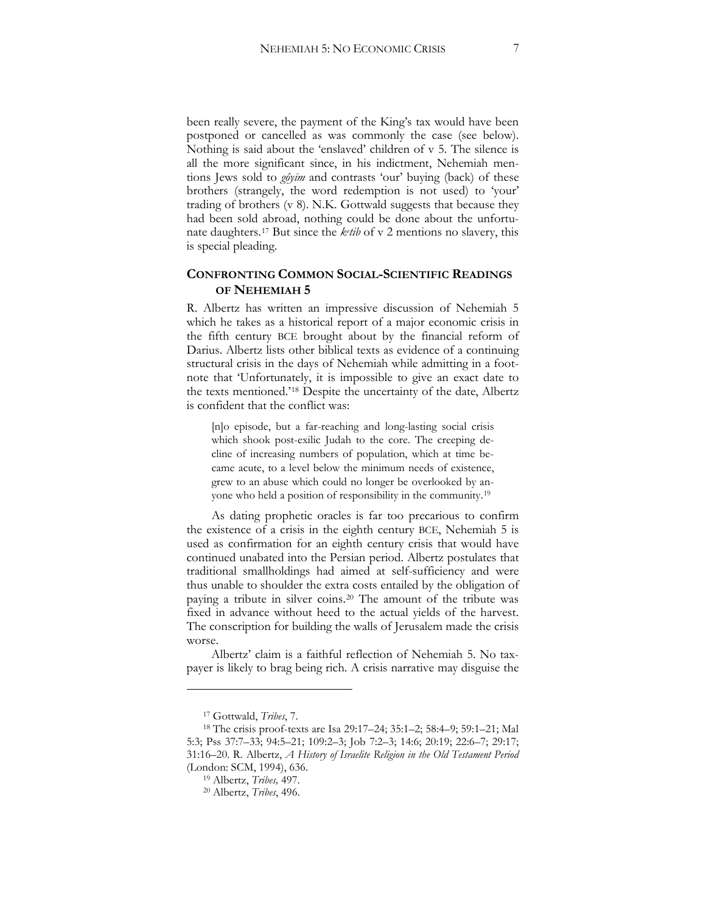been really severe, the payment of the King's tax would have been postponed or cancelled as was commonly the case (see below). Nothing is said about the 'enslaved' children of v 5. The silence is all the more significant since, in his indictment, Nehemiah mentions Jews sold to *gôyīm* and contrasts 'our' buying (back) of these brothers (strangely, the word redemption is not used) to 'your' trading of brothers (v 8). N.K. Gottwald suggests that because they had been sold abroad, nothing could be done about the unfortunate daughters.[17] But since the *kᵉtib* of v 2 mentions no slavery, this is special pleading.

## CONFRONTING COMMON SOCIAL-SCIENTIFIC READINGS OF NEHEMIAH 5

R. Albertz has written an impressive discussion of Nehemiah 5 which he takes as a historical report of a major economic crisis in the fifth century BCE brought about by the financial reform of Darius. Albertz lists other biblical texts as evidence of a continuing structural crisis in the days of Nehemiah while admitting in a footnote that 'Unfortunately, it is impossible to give an exact date to the texts mentioned.'[18] Despite the uncertainty of the date, Albertz is confident that the conflict was:

> [n]o episode, but a far-reaching and long-lasting social crisis which shook post-exilic Judah to the core. The creeping decline of increasing numbers of population, which at time became acute, to a level below the minimum needs of existence, grew to an abuse which could no longer be overlooked by anyone who held a position of responsibility in the community.[19]

As dating prophetic oracles is far too precarious to confirm the existence of a crisis in the eighth century BCE, Nehemiah 5 is used as confirmation for an eighth century crisis that would have continued unabated into the Persian period. Albertz postulates that traditional smallholdings had aimed at self-sufficiency and were thus unable to shoulder the extra costs entailed by the obligation of paying a tribute in silver coins.[20] The amount of the tribute was fixed in advance without heed to the actual yields of the harvest. The conscription for building the walls of Jerusalem made the crisis worse.

Albertz' claim is a faithful reflection of Nehemiah 5. No taxpayer is likely to brag being rich. A crisis narrative may disguise the

---

[17] Gottwald, *Tribes*, 7.

[18] The crisis proof-texts are Isa 29:17–24; 35:1–2; 58:4–9; 59:1–21; Mal 5:3; Pss 37:7–33; 94:5–21; 109:2–3; Job 7:2–3; 14:6; 20:19; 22:6–7; 29:17; 31:16–20. R. Albertz, *A History of Israelite Religion in the Old Testament Period* (London: SCM, 1994), 636.

[19] Albertz, *Tribes,* 497.

[20] Albertz, *Tribes*, 496.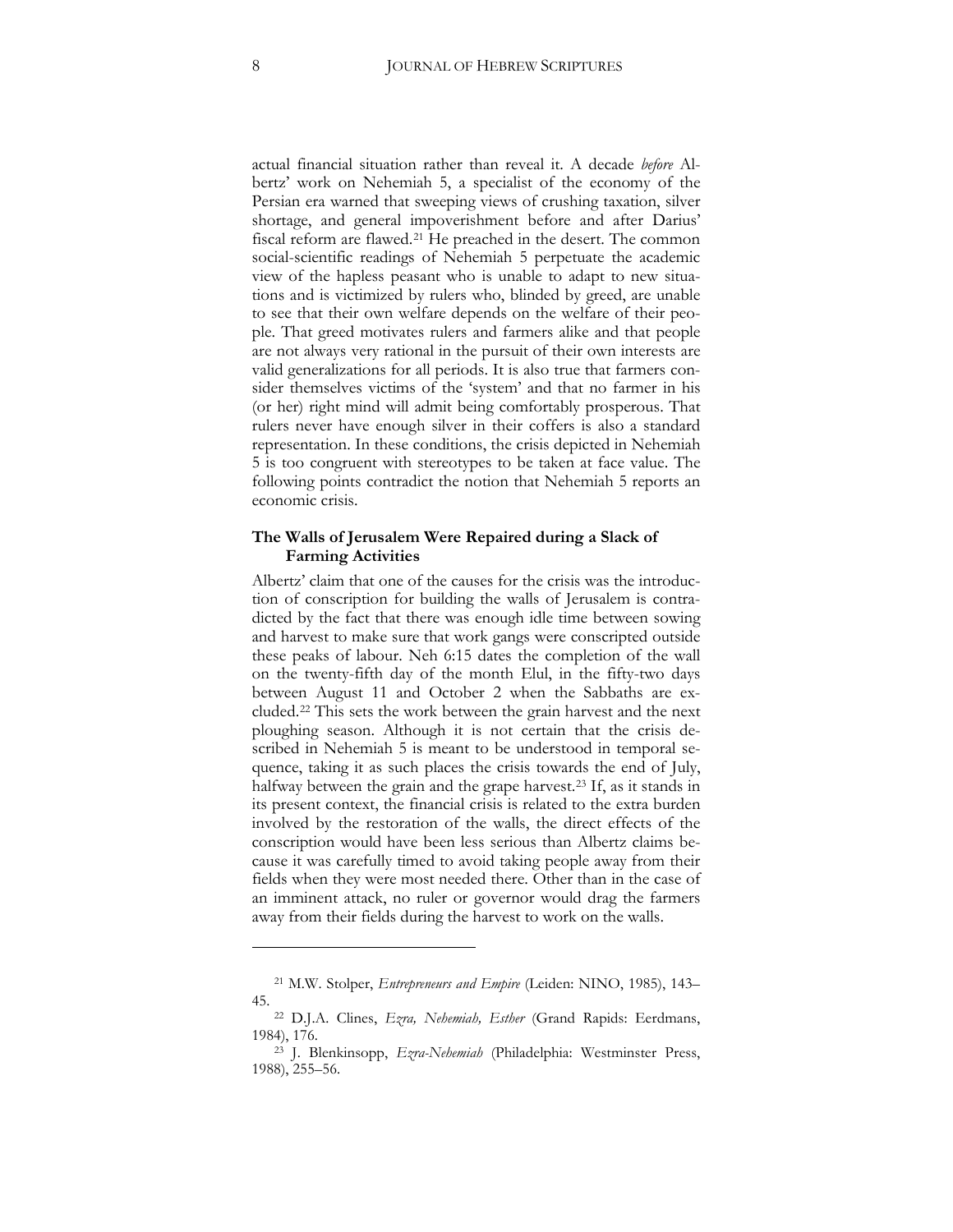actual financial situation rather than reveal it. A decade *before* Albertz' work on Nehemiah 5, a specialist of the economy of the Persian era warned that sweeping views of crushing taxation, silver shortage, and general impoverishment before and after Darius' fiscal reform are flawed.[21] He preached in the desert. The common social-scientific readings of Nehemiah 5 perpetuate the academic view of the hapless peasant who is unable to adapt to new situations and is victimized by rulers who, blinded by greed, are unable to see that their own welfare depends on the welfare of their people. That greed motivates rulers and farmers alike and that people are not always very rational in the pursuit of their own interests are valid generalizations for all periods. It is also true that farmers consider themselves victims of the 'system' and that no farmer in his (or her) right mind will admit being comfortably prosperous. That rulers never have enough silver in their coffers is also a standard representation. In these conditions, the crisis depicted in Nehemiah 5 is too congruent with stereotypes to be taken at face value. The following points contradict the notion that Nehemiah 5 reports an economic crisis.

### The Walls of Jerusalem Were Repaired during a Slack of Farming Activities

Albertz' claim that one of the causes for the crisis was the introduction of conscription for building the walls of Jerusalem is contradicted by the fact that there was enough idle time between sowing and harvest to make sure that work gangs were conscripted outside these peaks of labour. Neh 6:15 dates the completion of the wall on the twenty-fifth day of the month Elul, in the fifty-two days between August 11 and October 2 when the Sabbaths are excluded.[22] This sets the work between the grain harvest and the next ploughing season. Although it is not certain that the crisis described in Nehemiah 5 is meant to be understood in temporal sequence, taking it as such places the crisis towards the end of July, halfway between the grain and the grape harvest.[23] If, as it stands in its present context, the financial crisis is related to the extra burden involved by the restoration of the walls, the direct effects of the conscription would have been less serious than Albertz claims because it was carefully timed to avoid taking people away from their fields when they were most needed there. Other than in the case of an imminent attack, no ruler or governor would drag the farmers away from their fields during the harvest to work on the walls.

---

[21] M.W. Stolper, *Entrepreneurs and Empire* (Leiden: NINO, 1985), 143–45.

[22] D.J.A. Clines, *Ezra, Nehemiah, Esther* (Grand Rapids: Eerdmans, 1984), 176.

[23] J. Blenkinsopp, *Ezra-Nehemiah* (Philadelphia: Westminster Press, 1988), 255–56.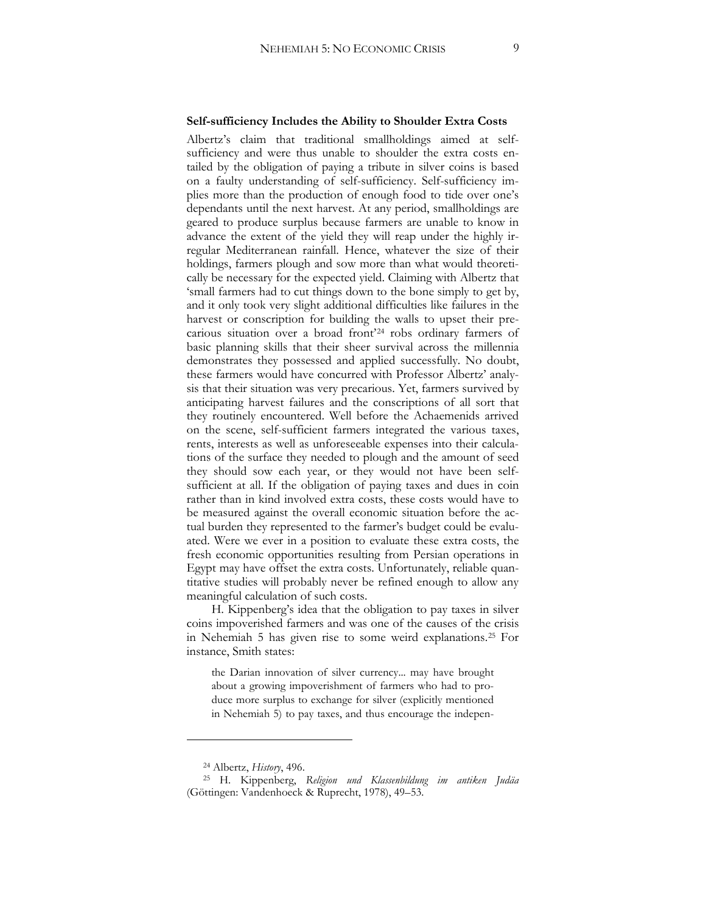### Self-sufficiency Includes the Ability to Shoulder Extra Costs

Albertz's claim that traditional smallholdings aimed at self-sufficiency and were thus unable to shoulder the extra costs entailed by the obligation of paying a tribute in silver coins is based on a faulty understanding of self-sufficiency. Self-sufficiency implies more than the production of enough food to tide over one's dependants until the next harvest. At any period, smallholdings are geared to produce surplus because farmers are unable to know in advance the extent of the yield they will reap under the highly irregular Mediterranean rainfall. Hence, whatever the size of their holdings, farmers plough and sow more than what would theoretically be necessary for the expected yield. Claiming with Albertz that 'small farmers had to cut things down to the bone simply to get by, and it only took very slight additional difficulties like failures in the harvest or conscription for building the walls to upset their precarious situation over a broad front'[24] robs ordinary farmers of basic planning skills that their sheer survival across the millennia demonstrates they possessed and applied successfully. No doubt, these farmers would have concurred with Professor Albertz' analysis that their situation was very precarious. Yet, farmers survived by anticipating harvest failures and the conscriptions of all sort that they routinely encountered. Well before the Achaemenids arrived on the scene, self-sufficient farmers integrated the various taxes, rents, interests as well as unforeseeable expenses into their calculations of the surface they needed to plough and the amount of seed they should sow each year, or they would not have been self-sufficient at all. If the obligation of paying taxes and dues in coin rather than in kind involved extra costs, these costs would have to be measured against the overall economic situation before the actual burden they represented to the farmer's budget could be evaluated. Were we ever in a position to evaluate these extra costs, the fresh economic opportunities resulting from Persian operations in Egypt may have offset the extra costs. Unfortunately, reliable quantitative studies will probably never be refined enough to allow any meaningful calculation of such costs.

H. Kippenberg's idea that the obligation to pay taxes in silver coins impoverished farmers and was one of the causes of the crisis in Nehemiah 5 has given rise to some weird explanations.[25] For instance, Smith states:

> the Darian innovation of silver currency... may have brought about a growing impoverishment of farmers who had to produce more surplus to exchange for silver (explicitly mentioned in Nehemiah 5) to pay taxes, and thus encourage the indepen-

---

[24] Albertz, *History*, 496.

[25] H. Kippenberg, *Religion und Klassenbildung im antiken Judäa* (Göttingen: Vandenhoeck & Ruprecht, 1978), 49–53.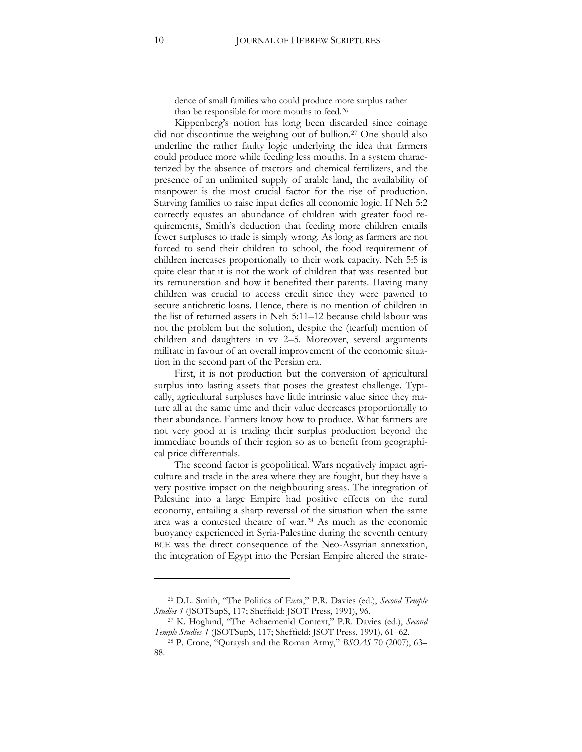dence of small families who could produce more surplus rather than be responsible for more mouths to feed.[26]

Kippenberg's notion has long been discarded since coinage did not discontinue the weighing out of bullion.[27] One should also underline the rather faulty logic underlying the idea that farmers could produce more while feeding less mouths. In a system characterized by the absence of tractors and chemical fertilizers, and the presence of an unlimited supply of arable land, the availability of manpower is the most crucial factor for the rise of production. Starving families to raise input defies all economic logic. If Neh 5:2 correctly equates an abundance of children with greater food requirements, Smith's deduction that feeding more children entails fewer surpluses to trade is simply wrong. As long as farmers are not forced to send their children to school, the food requirement of children increases proportionally to their work capacity. Neh 5:5 is quite clear that it is not the work of children that was resented but its remuneration and how it benefited their parents. Having many children was crucial to access credit since they were pawned to secure antichretic loans. Hence, there is no mention of children in the list of returned assets in Neh 5:11–12 because child labour was not the problem but the solution, despite the (tearful) mention of children and daughters in vv 2–5. Moreover, several arguments militate in favour of an overall improvement of the economic situation in the second part of the Persian era.

First, it is not production but the conversion of agricultural surplus into lasting assets that poses the greatest challenge. Typically, agricultural surpluses have little intrinsic value since they mature all at the same time and their value decreases proportionally to their abundance. Farmers know how to produce. What farmers are not very good at is trading their surplus production beyond the immediate bounds of their region so as to benefit from geographical price differentials.

The second factor is geopolitical. Wars negatively impact agriculture and trade in the area where they are fought, but they have a very positive impact on the neighbouring areas. The integration of Palestine into a large Empire had positive effects on the rural economy, entailing a sharp reversal of the situation when the same area was a contested theatre of war.[28] As much as the economic buoyancy experienced in Syria-Palestine during the seventh century BCE was the direct consequence of the Neo-Assyrian annexation, the integration of Egypt into the Persian Empire altered the strate-

---

[26] D.L. Smith, "The Politics of Ezra," P.R. Davies (ed.), *Second Temple Studies 1* (JSOTSupS, 117; Sheffield: JSOT Press, 1991), 96.

[27] K. Hoglund, "The Achaemenid Context," P.R. Davies (ed.), *Second Temple Studies 1* (JSOTSupS, 117; Sheffield: JSOT Press, 1991), 61–62.

[28] P. Crone, "Quraysh and the Roman Army," *BSOAS* 70 (2007), 63–88.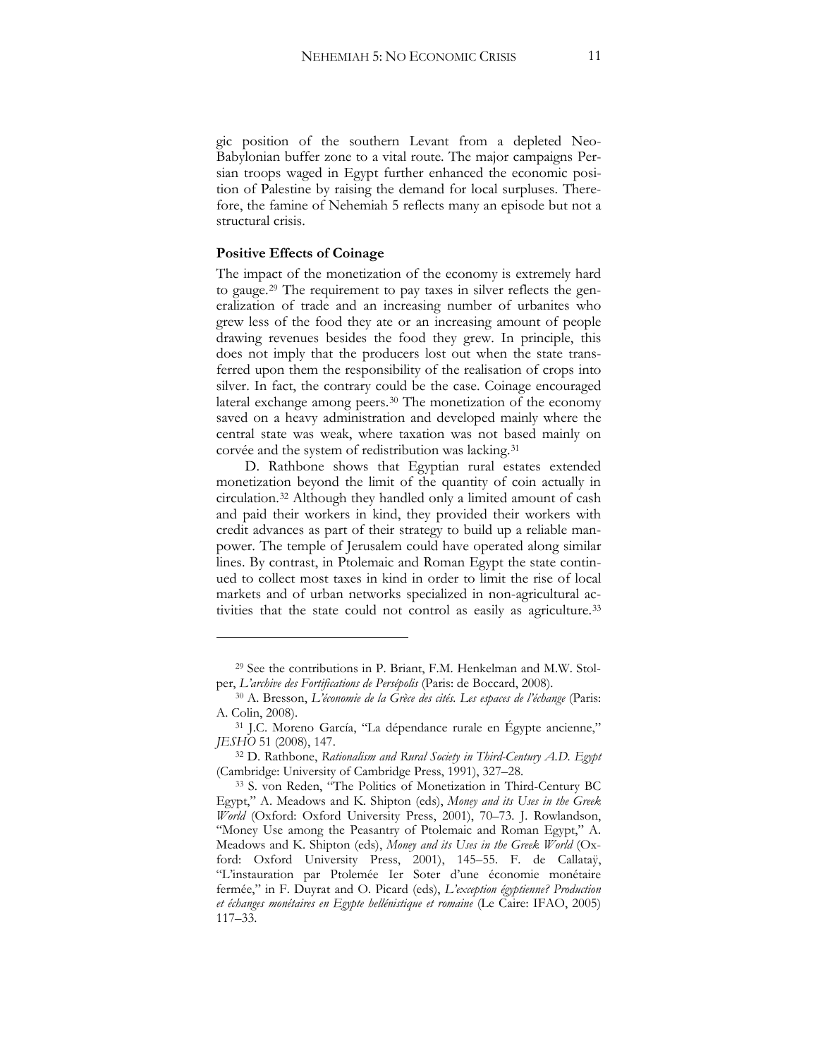gic position of the southern Levant from a depleted Neo-Babylonian buffer zone to a vital route. The major campaigns Persian troops waged in Egypt further enhanced the economic position of Palestine by raising the demand for local surpluses. Therefore, the famine of Nehemiah 5 reflects many an episode but not a structural crisis.

**Positive Effects of Coinage**

The impact of the monetization of the economy is extremely hard to gauge.[29] The requirement to pay taxes in silver reflects the generalization of trade and an increasing number of urbanites who grew less of the food they ate or an increasing amount of people drawing revenues besides the food they grew. In principle, this does not imply that the producers lost out when the state transferred upon them the responsibility of the realisation of crops into silver. In fact, the contrary could be the case. Coinage encouraged lateral exchange among peers.[30] The monetization of the economy saved on a heavy administration and developed mainly where the central state was weak, where taxation was not based mainly on corvée and the system of redistribution was lacking.[31]

D. Rathbone shows that Egyptian rural estates extended monetization beyond the limit of the quantity of coin actually in circulation.[32] Although they handled only a limited amount of cash and paid their workers in kind, they provided their workers with credit advances as part of their strategy to build up a reliable manpower. The temple of Jerusalem could have operated along similar lines. By contrast, in Ptolemaic and Roman Egypt the state continued to collect most taxes in kind in order to limit the rise of local markets and of urban networks specialized in non-agricultural activities that the state could not control as easily as agriculture.[33]

---

[29] See the contributions in P. Briant, F.M. Henkelman and M.W. Stolper, *L'archive des Fortifications de Persépolis* (Paris: de Boccard, 2008).

[30] A. Bresson, *L'économie de la Grèce des cités. Les espaces de l'échange* (Paris: A. Colin, 2008).

[31] J.C. Moreno García, "La dépendance rurale en Égypte ancienne," *JESHO* 51 (2008), 147.

[32] D. Rathbone, *Rationalism and Rural Society in Third-Century A.D. Egypt* (Cambridge: University of Cambridge Press, 1991), 327–28.

[33] S. von Reden, "The Politics of Monetization in Third-Century BC Egypt," A. Meadows and K. Shipton (eds), *Money and its Uses in the Greek World* (Oxford: Oxford University Press, 2001), 70–73. J. Rowlandson, "Money Use among the Peasantry of Ptolemaic and Roman Egypt," A. Meadows and K. Shipton (eds), *Money and its Uses in the Greek World* (Oxford: Oxford University Press, 2001), 145–55. F. de Callataÿ, "L'instauration par Ptolemée Ier Soter d'une économie monétaire fermée," in F. Duyrat and O. Picard (eds), *L'exception égyptienne? Production et échanges monétaires en Egypte hellénistique et romaine* (Le Caire: IFAO, 2005) 117–33.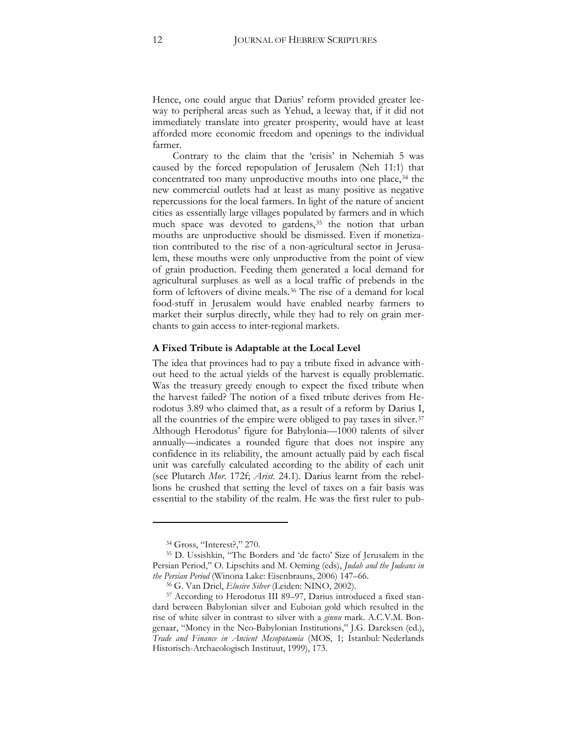Hence, one could argue that Darius' reform provided greater leeway to peripheral areas such as Yehud, a leeway that, if it did not immediately translate into greater prosperity, would have at least afforded more economic freedom and openings to the individual farmer.

Contrary to the claim that the 'crisis' in Nehemiah 5 was caused by the forced repopulation of Jerusalem (Neh 11:1) that concentrated too many unproductive mouths into one place,[34] the new commercial outlets had at least as many positive as negative repercussions for the local farmers. In light of the nature of ancient cities as essentially large villages populated by farmers and in which much space was devoted to gardens,[35] the notion that urban mouths are unproductive should be dismissed. Even if monetization contributed to the rise of a non-agricultural sector in Jerusalem, these mouths were only unproductive from the point of view of grain production. Feeding them generated a local demand for agricultural surpluses as well as a local traffic of prebends in the form of leftovers of divine meals.[36] The rise of a demand for local food-stuff in Jerusalem would have enabled nearby farmers to market their surplus directly, while they had to rely on grain merchants to gain access to inter-regional markets.

**A Fixed Tribute is Adaptable at the Local Level**

The idea that provinces had to pay a tribute fixed in advance without heed to the actual yields of the harvest is equally problematic. Was the treasury greedy enough to expect the fixed tribute when the harvest failed? The notion of a fixed tribute derives from Herodotus 3.89 who claimed that, as a result of a reform by Darius I, all the countries of the empire were obliged to pay taxes in silver.[37] Although Herodotus' figure for Babylonia—1000 talents of silver annually—indicates a rounded figure that does not inspire any confidence in its reliability, the amount actually paid by each fiscal unit was carefully calculated according to the ability of each unit (see Plutarch *Mor.* 172f; *Arist.* 24.1). Darius learnt from the rebellions he crushed that setting the level of taxes on a fair basis was essential to the stability of the realm. He was the first ruler to pub-

---

[34] Gross, "Interest?," 270.

[35] D. Ussishkin, "The Borders and 'de facto' Size of Jerusalem in the Persian Period," O. Lipschits and M. Oeming (eds), *Judah and the Judeans in the Persian Period* (Winona Lake: Eisenbrauns, 2006) 147–66.

[36] G. Van Driel, *Elusive Silver* (Leiden: NINO, 2002).

[37] According to Herodotus III 89–97, Darius introduced a fixed standard between Babylonian silver and Euboian gold which resulted in the rise of white silver in contrast to silver with a *ginnu* mark. A.C.V.M. Bongenaar, "Money in the Neo-Babylonian Institutions," J.G. Darcksen (ed.), *Trade and Finance in Ancient Mesopotamia* (MOS, 1; Istanbul: Nederlands Historisch-Archaeologisch Instituut, 1999), 173.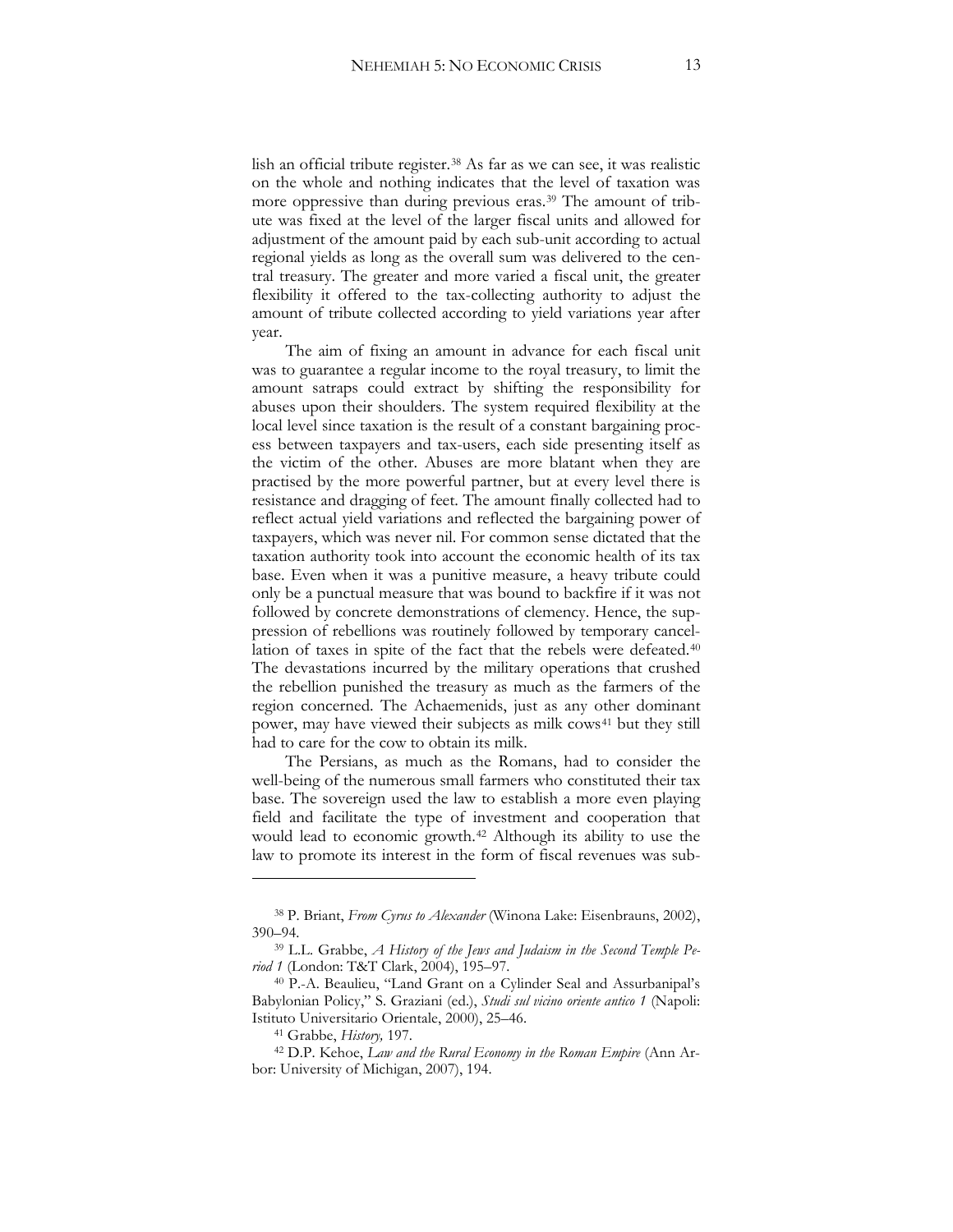lish an official tribute register.[38] As far as we can see, it was realistic on the whole and nothing indicates that the level of taxation was more oppressive than during previous eras.[39] The amount of tribute was fixed at the level of the larger fiscal units and allowed for adjustment of the amount paid by each sub-unit according to actual regional yields as long as the overall sum was delivered to the central treasury. The greater and more varied a fiscal unit, the greater flexibility it offered to the tax-collecting authority to adjust the amount of tribute collected according to yield variations year after year.

The aim of fixing an amount in advance for each fiscal unit was to guarantee a regular income to the royal treasury, to limit the amount satraps could extract by shifting the responsibility for abuses upon their shoulders. The system required flexibility at the local level since taxation is the result of a constant bargaining process between taxpayers and tax-users, each side presenting itself as the victim of the other. Abuses are more blatant when they are practised by the more powerful partner, but at every level there is resistance and dragging of feet. The amount finally collected had to reflect actual yield variations and reflected the bargaining power of taxpayers, which was never nil. For common sense dictated that the taxation authority took into account the economic health of its tax base. Even when it was a punitive measure, a heavy tribute could only be a punctual measure that was bound to backfire if it was not followed by concrete demonstrations of clemency. Hence, the suppression of rebellions was routinely followed by temporary cancellation of taxes in spite of the fact that the rebels were defeated.[40] The devastations incurred by the military operations that crushed the rebellion punished the treasury as much as the farmers of the region concerned. The Achaemenids, just as any other dominant power, may have viewed their subjects as milk cows[41] but they still had to care for the cow to obtain its milk.

The Persians, as much as the Romans, had to consider the well-being of the numerous small farmers who constituted their tax base. The sovereign used the law to establish a more even playing field and facilitate the type of investment and cooperation that would lead to economic growth.[42] Although its ability to use the law to promote its interest in the form of fiscal revenues was sub-

---

[38] P. Briant, *From Cyrus to Alexander* (Winona Lake: Eisenbrauns, 2002), 390–94.

[39] L.L. Grabbe, *A History of the Jews and Judaism in the Second Temple Period 1* (London: T&T Clark, 2004), 195–97.

[40] P.-A. Beaulieu, "Land Grant on a Cylinder Seal and Assurbanipal's Babylonian Policy," S. Graziani (ed.), *Studi sul vicino oriente antico 1* (Napoli: Istituto Universitario Orientale, 2000), 25–46.

[41] Grabbe, *History,* 197.

[42] D.P. Kehoe, *Law and the Rural Economy in the Roman Empire* (Ann Arbor: University of Michigan, 2007), 194.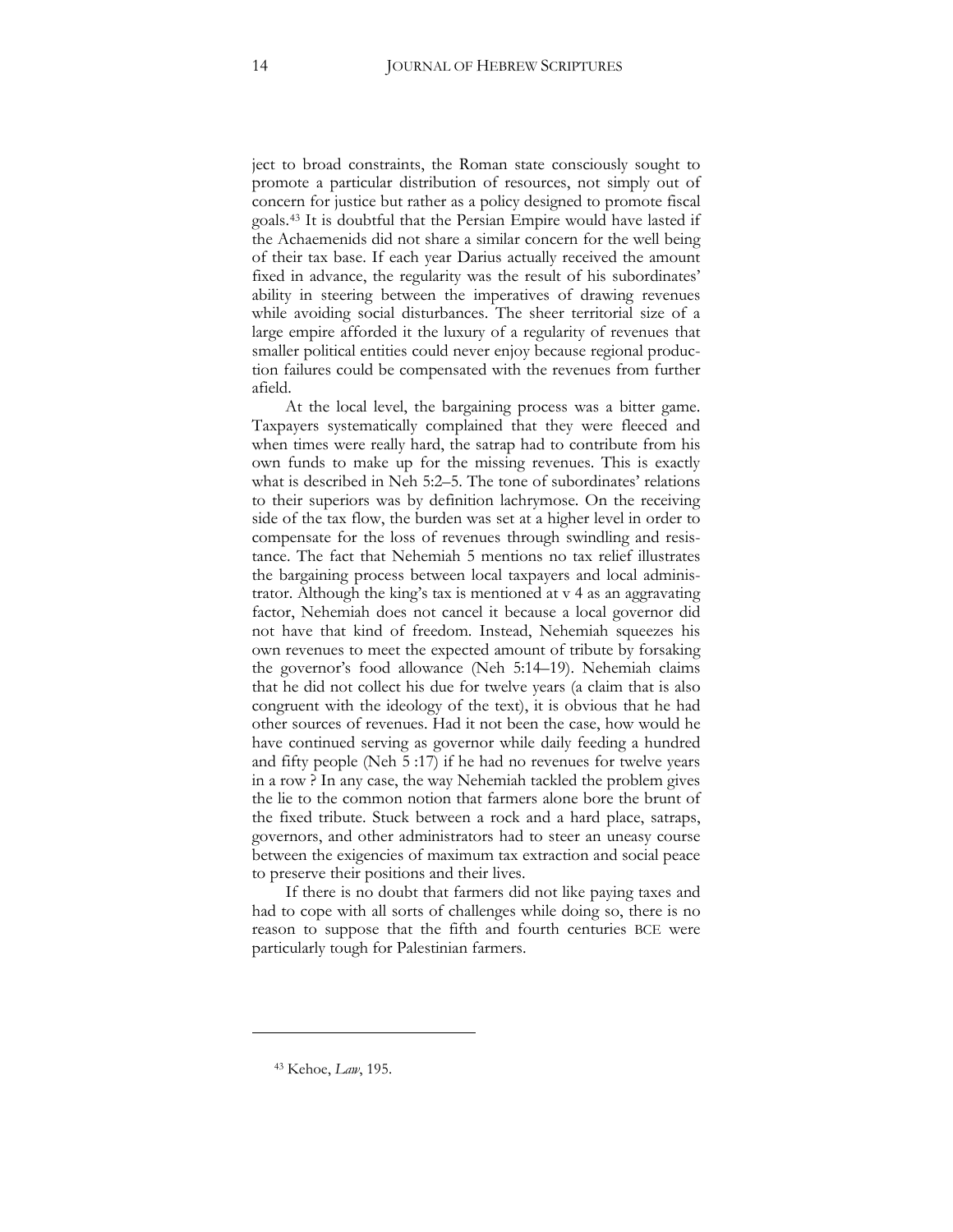ject to broad constraints, the Roman state consciously sought to promote a particular distribution of resources, not simply out of concern for justice but rather as a policy designed to promote fiscal goals.[43] It is doubtful that the Persian Empire would have lasted if the Achaemenids did not share a similar concern for the well being of their tax base. If each year Darius actually received the amount fixed in advance, the regularity was the result of his subordinates' ability in steering between the imperatives of drawing revenues while avoiding social disturbances. The sheer territorial size of a large empire afforded it the luxury of a regularity of revenues that smaller political entities could never enjoy because regional production failures could be compensated with the revenues from further afield.

At the local level, the bargaining process was a bitter game. Taxpayers systematically complained that they were fleeced and when times were really hard, the satrap had to contribute from his own funds to make up for the missing revenues. This is exactly what is described in Neh 5:2–5. The tone of subordinates' relations to their superiors was by definition lachrymose. On the receiving side of the tax flow, the burden was set at a higher level in order to compensate for the loss of revenues through swindling and resistance. The fact that Nehemiah 5 mentions no tax relief illustrates the bargaining process between local taxpayers and local administrator. Although the king's tax is mentioned at v 4 as an aggravating factor, Nehemiah does not cancel it because a local governor did not have that kind of freedom. Instead, Nehemiah squeezes his own revenues to meet the expected amount of tribute by forsaking the governor's food allowance (Neh 5:14–19). Nehemiah claims that he did not collect his due for twelve years (a claim that is also congruent with the ideology of the text), it is obvious that he had other sources of revenues. Had it not been the case, how would he have continued serving as governor while daily feeding a hundred and fifty people (Neh 5 :17) if he had no revenues for twelve years in a row ? In any case, the way Nehemiah tackled the problem gives the lie to the common notion that farmers alone bore the brunt of the fixed tribute. Stuck between a rock and a hard place, satraps, governors, and other administrators had to steer an uneasy course between the exigencies of maximum tax extraction and social peace to preserve their positions and their lives.

If there is no doubt that farmers did not like paying taxes and had to cope with all sorts of challenges while doing so, there is no reason to suppose that the fifth and fourth centuries BCE were particularly tough for Palestinian farmers.

---

[43] Kehoe, *Law*, 195.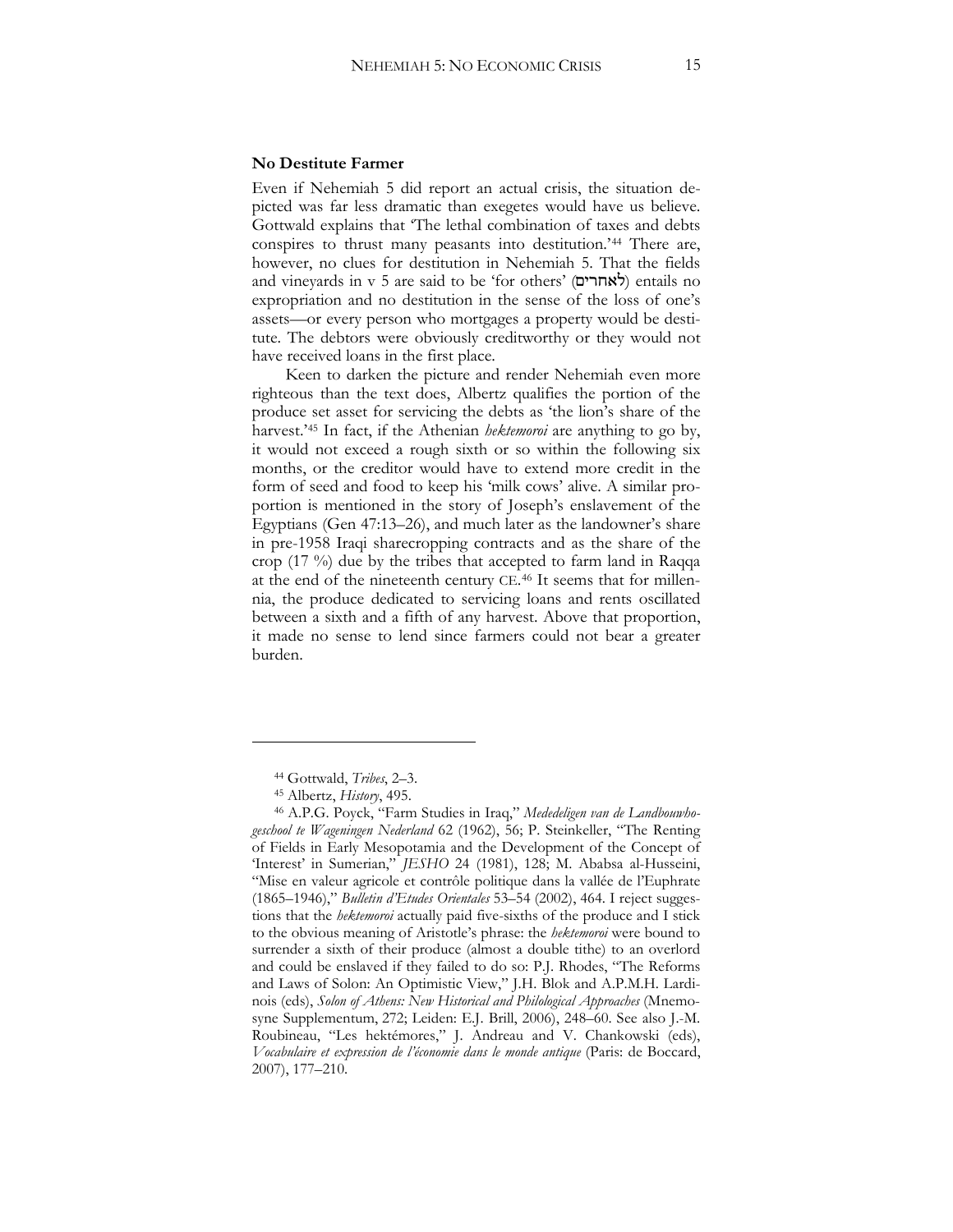### No Destitute Farmer

Even if Nehemiah 5 did report an actual crisis, the situation depicted was far less dramatic than exegetes would have us believe. Gottwald explains that 'The lethal combination of taxes and debts conspires to thrust many peasants into destitution.'[44] There are, however, no clues for destitution in Nehemiah 5. That the fields and vineyards in v 5 are said to be 'for others' (לאחרים) entails no expropriation and no destitution in the sense of the loss of one's assets—or every person who mortgages a property would be destitute. The debtors were obviously creditworthy or they would not have received loans in the first place.

Keen to darken the picture and render Nehemiah even more righteous than the text does, Albertz qualifies the portion of the produce set asset for servicing the debts as 'the lion's share of the harvest.'[45] In fact, if the Athenian *hektemoroi* are anything to go by, it would not exceed a rough sixth or so within the following six months, or the creditor would have to extend more credit in the form of seed and food to keep his 'milk cows' alive. A similar proportion is mentioned in the story of Joseph's enslavement of the Egyptians (Gen 47:13–26), and much later as the landowner's share in pre-1958 Iraqi sharecropping contracts and as the share of the crop (17 %) due by the tribes that accepted to farm land in Raqqa at the end of the nineteenth century CE.[46] It seems that for millennia, the produce dedicated to servicing loans and rents oscillated between a sixth and a fifth of any harvest. Above that proportion, it made no sense to lend since farmers could not bear a greater burden.

---

[44] Gottwald, *Tribes*, 2–3.

[45] Albertz, *History*, 495.

[46] A.P.G. Poyck, "Farm Studies in Iraq," *Mededeligen van de Landbouwhogeschool te Wageningen Nederland* 62 (1962), 56; P. Steinkeller, "The Renting of Fields in Early Mesopotamia and the Development of the Concept of 'Interest' in Sumerian," *JESHO* 24 (1981), 128; M. Ababsa al-Husseini, "Mise en valeur agricole et contrôle politique dans la vallée de l'Euphrate (1865–1946)," *Bulletin d'Etudes Orientales* 53–54 (2002), 464. I reject suggestions that the *hektemoroi* actually paid five-sixths of the produce and I stick to the obvious meaning of Aristotle's phrase: the *hektemoroi* were bound to surrender a sixth of their produce (almost a double tithe) to an overlord and could be enslaved if they failed to do so: P.J. Rhodes, "The Reforms and Laws of Solon: An Optimistic View," J.H. Blok and A.P.M.H. Lardinois (eds), *Solon of Athens: New Historical and Philological Approaches* (Mnemosyne Supplementum, 272; Leiden: E.J. Brill, 2006), 248–60. See also J.-M. Roubineau, "Les hektémores," J. Andreau and V. Chankowski (eds), *Vocabulaire et expression de l'économie dans le monde antique* (Paris: de Boccard, 2007), 177–210.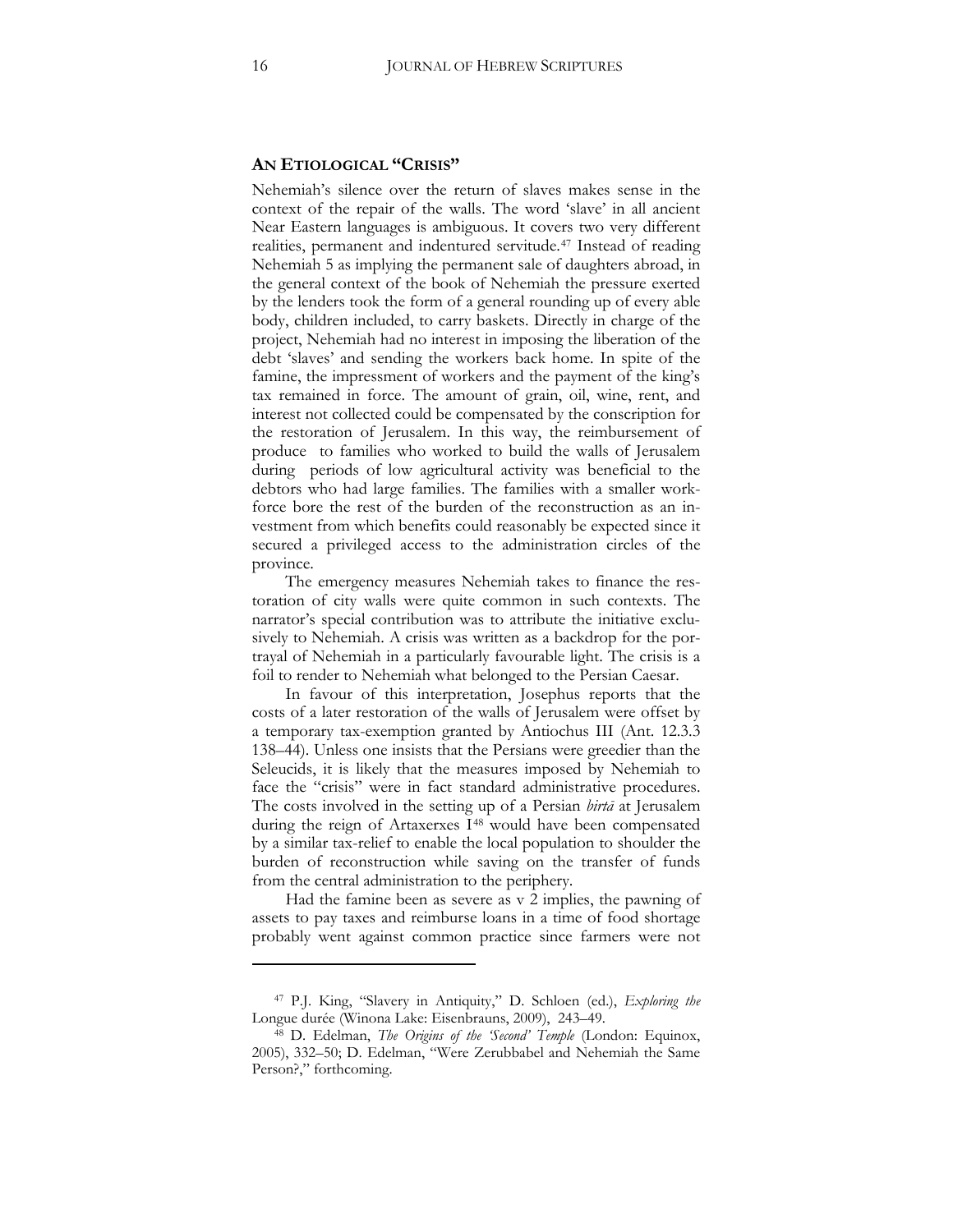## AN ETIOLOGICAL "CRISIS"

Nehemiah's silence over the return of slaves makes sense in the context of the repair of the walls. The word 'slave' in all ancient Near Eastern languages is ambiguous. It covers two very different realities, permanent and indentured servitude.[47] Instead of reading Nehemiah 5 as implying the permanent sale of daughters abroad, in the general context of the book of Nehemiah the pressure exerted by the lenders took the form of a general rounding up of every able body, children included, to carry baskets. Directly in charge of the project, Nehemiah had no interest in imposing the liberation of the debt 'slaves' and sending the workers back home. In spite of the famine, the impressment of workers and the payment of the king's tax remained in force. The amount of grain, oil, wine, rent, and interest not collected could be compensated by the conscription for the restoration of Jerusalem. In this way, the reimbursement of produce to families who worked to build the walls of Jerusalem during periods of low agricultural activity was beneficial to the debtors who had large families. The families with a smaller workforce bore the rest of the burden of the reconstruction as an investment from which benefits could reasonably be expected since it secured a privileged access to the administration circles of the province.

The emergency measures Nehemiah takes to finance the restoration of city walls were quite common in such contexts. The narrator's special contribution was to attribute the initiative exclusively to Nehemiah. A crisis was written as a backdrop for the portrayal of Nehemiah in a particularly favourable light. The crisis is a foil to render to Nehemiah what belonged to the Persian Caesar.

In favour of this interpretation, Josephus reports that the costs of a later restoration of the walls of Jerusalem were offset by a temporary tax-exemption granted by Antiochus III (Ant. 12.3.3 138–44). Unless one insists that the Persians were greedier than the Seleucids, it is likely that the measures imposed by Nehemiah to face the "crisis" were in fact standard administrative procedures. The costs involved in the setting up of a Persian *birtā* at Jerusalem during the reign of Artaxerxes I[48] would have been compensated by a similar tax-relief to enable the local population to shoulder the burden of reconstruction while saving on the transfer of funds from the central administration to the periphery.

Had the famine been as severe as v 2 implies, the pawning of assets to pay taxes and reimburse loans in a time of food shortage probably went against common practice since farmers were not

---

[47] P.J. King, "Slavery in Antiquity," D. Schloen (ed.), *Exploring the* Longue durée (Winona Lake: Eisenbrauns, 2009), 243–49.

[48] D. Edelman, *The Origins of the 'Second' Temple* (London: Equinox, 2005), 332–50; D. Edelman, "Were Zerubbabel and Nehemiah the Same Person?," forthcoming.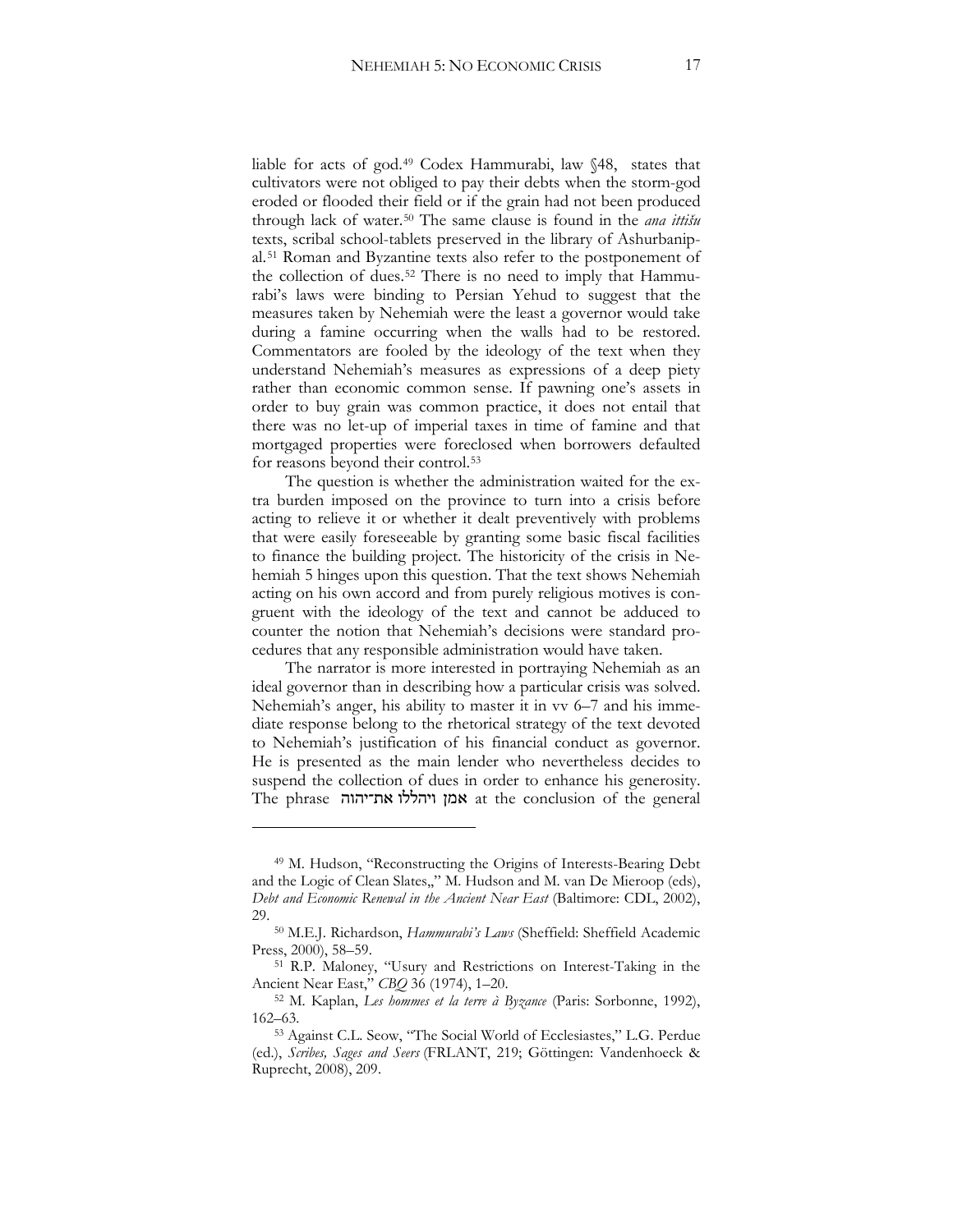liable for acts of god.[49] Codex Hammurabi, law §48, states that cultivators were not obliged to pay their debts when the storm-god eroded or flooded their field or if the grain had not been produced through lack of water.[50] The same clause is found in the *ana ittišu* texts, scribal school-tablets preserved in the library of Ashurbanipal.[51] Roman and Byzantine texts also refer to the postponement of the collection of dues.[52] There is no need to imply that Hammurabi's laws were binding to Persian Yehud to suggest that the measures taken by Nehemiah were the least a governor would take during a famine occurring when the walls had to be restored. Commentators are fooled by the ideology of the text when they understand Nehemiah's measures as expressions of a deep piety rather than economic common sense. If pawning one's assets in order to buy grain was common practice, it does not entail that there was no let-up of imperial taxes in time of famine and that mortgaged properties were foreclosed when borrowers defaulted for reasons beyond their control.[53]

The question is whether the administration waited for the extra burden imposed on the province to turn into a crisis before acting to relieve it or whether it dealt preventively with problems that were easily foreseeable by granting some basic fiscal facilities to finance the building project. The historicity of the crisis in Nehemiah 5 hinges upon this question. That the text shows Nehemiah acting on his own accord and from purely religious motives is congruent with the ideology of the text and cannot be adduced to counter the notion that Nehemiah's decisions were standard procedures that any responsible administration would have taken.

The narrator is more interested in portraying Nehemiah as an ideal governor than in describing how a particular crisis was solved. Nehemiah's anger, his ability to master it in vv 6–7 and his immediate response belong to the rhetorical strategy of the text devoted to Nehemiah's justification of his financial conduct as governor. He is presented as the main lender who nevertheless decides to suspend the collection of dues in order to enhance his generosity. The phrase אמן ויהללו את־יהוה at the conclusion of the general

---

[49] M. Hudson, "Reconstructing the Origins of Interests-Bearing Debt and the Logic of Clean Slates,," M. Hudson and M. van De Mieroop (eds), *Debt and Economic Renewal in the Ancient Near East* (Baltimore: CDL, 2002), 29.

[50] M.E.J. Richardson, *Hammurabi's Laws* (Sheffield: Sheffield Academic Press, 2000), 58–59.

[51] R.P. Maloney, "Usury and Restrictions on Interest-Taking in the Ancient Near East," *CBQ* 36 (1974), 1–20.

[52] M. Kaplan, *Les hommes et la terre à Byzance* (Paris: Sorbonne, 1992), 162–63.

[53] Against C.L. Seow, "The Social World of Ecclesiastes," L.G. Perdue (ed.), *Scribes, Sages and Seers* (FRLANT, 219; Göttingen: Vandenhoeck & Ruprecht, 2008), 209.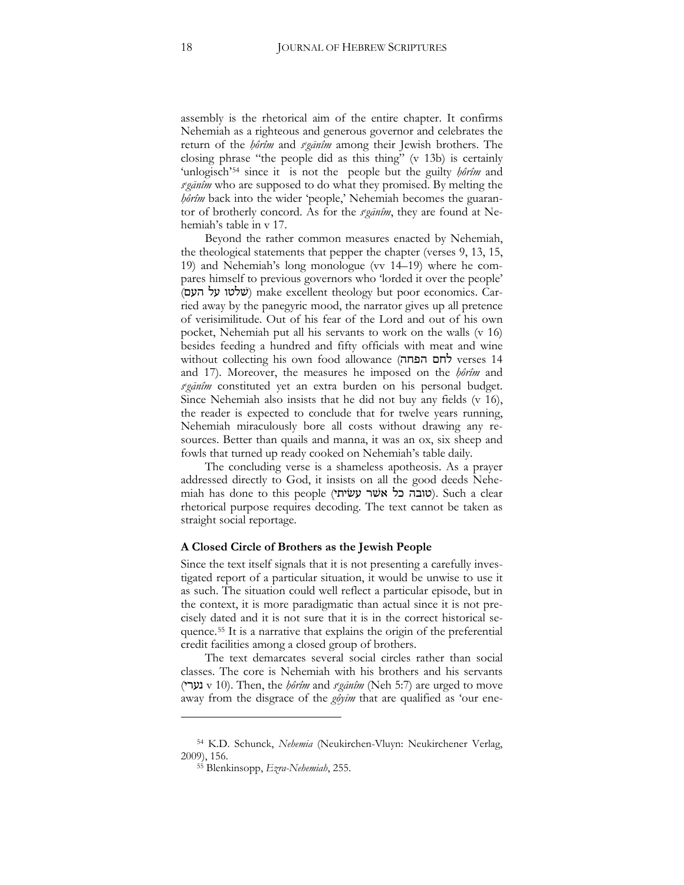assembly is the rhetorical aim of the entire chapter. It confirms Nehemiah as a righteous and generous governor and celebrates the return of the *ḥōrîm* and *sᵉgānîm* among their Jewish brothers. The closing phrase "the people did as this thing" (v 13b) is certainly 'unlogisch'[54] since it is not the people but the guilty *ḥōrîm* and *sᵉgānîm* who are supposed to do what they promised. By melting the *ḥōrîm* back into the wider 'people,' Nehemiah becomes the guarantor of brotherly concord. As for the *sᵉgānîm*, they are found at Nehemiah's table in v 17.

Beyond the rather common measures enacted by Nehemiah, the theological statements that pepper the chapter (verses 9, 13, 15, 19) and Nehemiah's long monologue (vv 14–19) where he compares himself to previous governors who 'lorded it over the people' (שלטו על העם) make excellent theology but poor economics. Carried away by the panegyric mood, the narrator gives up all pretence of verisimilitude. Out of his fear of the Lord and out of his own pocket, Nehemiah put all his servants to work on the walls (v 16) besides feeding a hundred and fifty officials with meat and wine without collecting his own food allowance (לחם הפחה verses 14 and 17). Moreover, the measures he imposed on the *ḥōrîm* and *sᵉgānîm* constituted yet an extra burden on his personal budget. Since Nehemiah also insists that he did not buy any fields (v 16), the reader is expected to conclude that for twelve years running, Nehemiah miraculously bore all costs without drawing any resources. Better than quails and manna, it was an ox, six sheep and fowls that turned up ready cooked on Nehemiah's table daily.

The concluding verse is a shameless apotheosis. As a prayer addressed directly to God, it insists on all the good deeds Nehemiah has done to this people (טובה כל אשר עשׂיתי). Such a clear rhetorical purpose requires decoding. The text cannot be taken as straight social reportage.

**A Closed Circle of Brothers as the Jewish People**

Since the text itself signals that it is not presenting a carefully investigated report of a particular situation, it would be unwise to use it as such. The situation could well reflect a particular episode, but in the context, it is more paradigmatic than actual since it is not precisely dated and it is not sure that it is in the correct historical sequence.[55] It is a narrative that explains the origin of the preferential credit facilities among a closed group of brothers.

The text demarcates several social circles rather than social classes. The core is Nehemiah with his brothers and his servants (נערי v 10). Then, the *ḥōrîm* and *sᵉgānîm* (Neh 5:7) are urged to move away from the disgrace of the *gôyīm* that are qualified as 'our ene-

[54] K.D. Schunck, *Nehemia* (Neukirchen-Vluyn: Neukirchener Verlag, 2009), 156.

[55] Blenkinsopp, *Ezra-Nehemiah*, 255.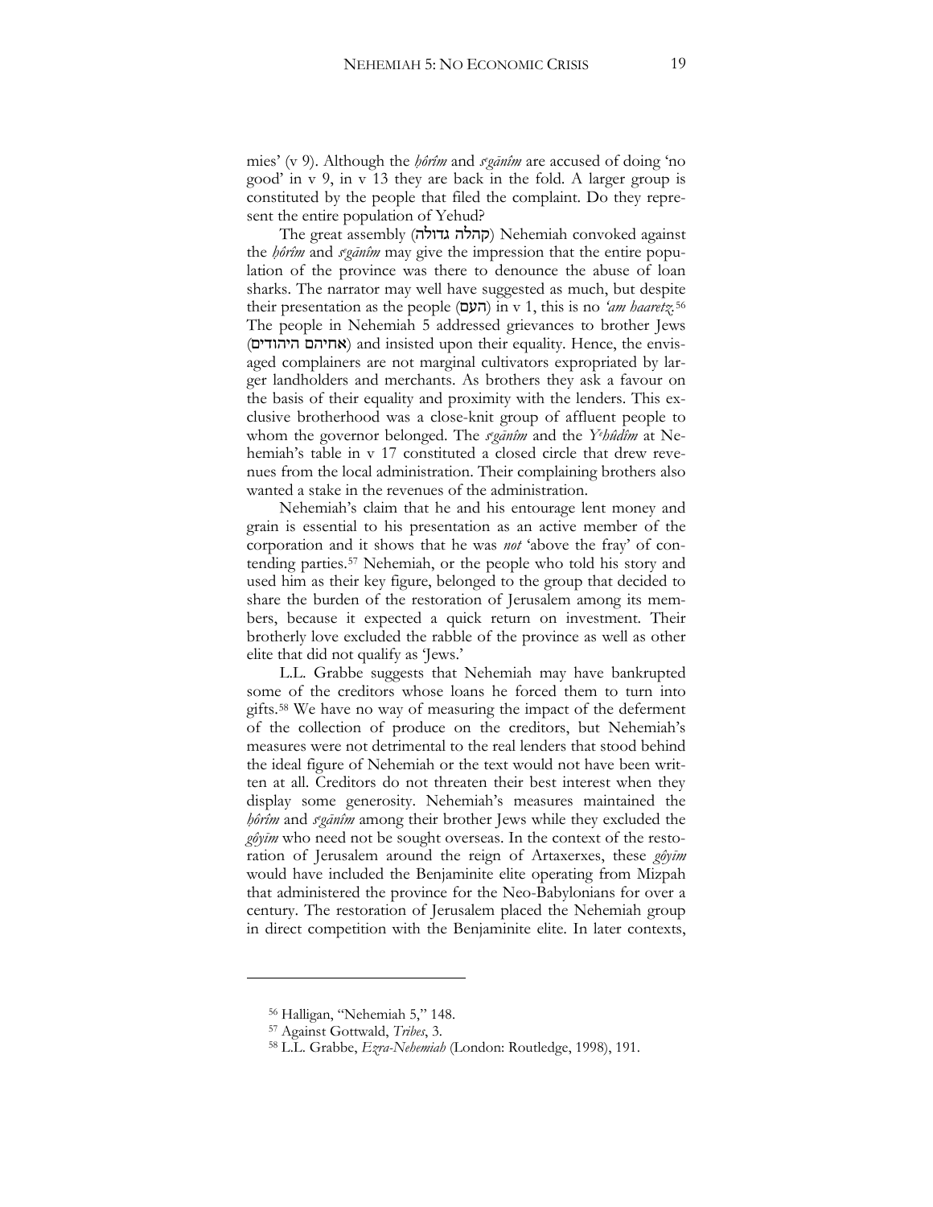mies' (v 9). Although the *ḥôrîm* and *sᵉgānîm* are accused of doing 'no good' in v 9, in v 13 they are back in the fold. A larger group is constituted by the people that filed the complaint. Do they represent the entire population of Yehud?

The great assembly (קהלה גדולה) Nehemiah convoked against the *ḥôrîm* and *sᵉgānîm* may give the impression that the entire population of the province was there to denounce the abuse of loan sharks. The narrator may well have suggested as much, but despite their presentation as the people (העם) in v 1, this is no *'am haaretz*.[56] The people in Nehemiah 5 addressed grievances to brother Jews (אחיהם היהודים) and insisted upon their equality. Hence, the envisaged complainers are not marginal cultivators expropriated by larger landholders and merchants. As brothers they ask a favour on the basis of their equality and proximity with the lenders. This exclusive brotherhood was a close-knit group of affluent people to whom the governor belonged. The *sᵉgānîm* and the *Yᵉhûdîm* at Nehemiah's table in v 17 constituted a closed circle that drew revenues from the local administration. Their complaining brothers also wanted a stake in the revenues of the administration.

Nehemiah's claim that he and his entourage lent money and grain is essential to his presentation as an active member of the corporation and it shows that he was *not* 'above the fray' of contending parties.[57] Nehemiah, or the people who told his story and used him as their key figure, belonged to the group that decided to share the burden of the restoration of Jerusalem among its members, because it expected a quick return on investment. Their brotherly love excluded the rabble of the province as well as other elite that did not qualify as 'Jews.'

L.L. Grabbe suggests that Nehemiah may have bankrupted some of the creditors whose loans he forced them to turn into gifts.[58] We have no way of measuring the impact of the deferment of the collection of produce on the creditors, but Nehemiah's measures were not detrimental to the real lenders that stood behind the ideal figure of Nehemiah or the text would not have been written at all. Creditors do not threaten their best interest when they display some generosity. Nehemiah's measures maintained the *ḥôrîm* and *sᵉgānîm* among their brother Jews while they excluded the *gôyīm* who need not be sought overseas. In the context of the restoration of Jerusalem around the reign of Artaxerxes, these *gôyīm* would have included the Benjaminite elite operating from Mizpah that administered the province for the Neo-Babylonians for over a century. The restoration of Jerusalem placed the Nehemiah group in direct competition with the Benjaminite elite. In later contexts,

---

[56] Halligan, "Nehemiah 5," 148.

[57] Against Gottwald, *Tribes*, 3.

[58] L.L. Grabbe, *Ezra-Nehemiah* (London: Routledge, 1998), 191.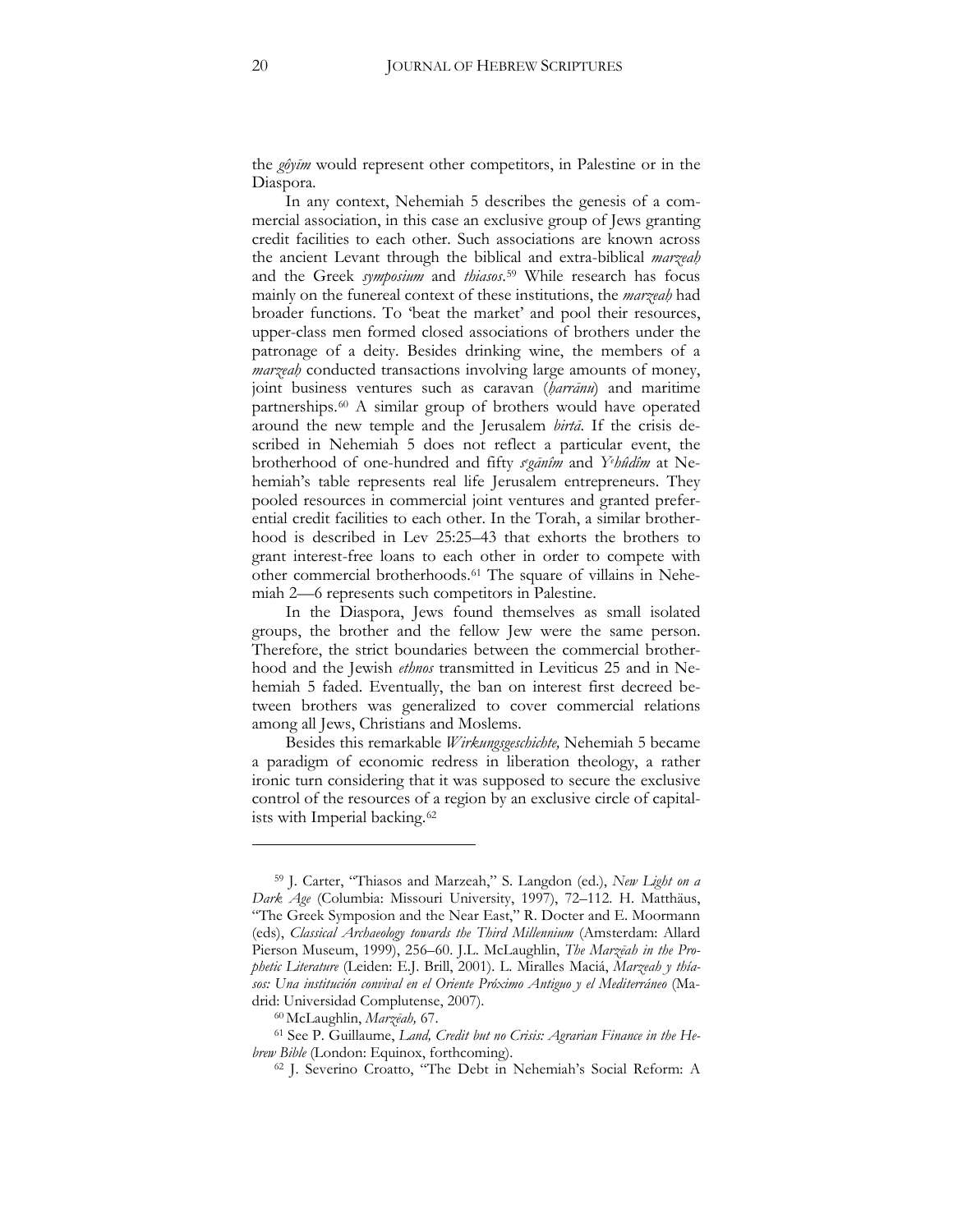the *gôyīm* would represent other competitors, in Palestine or in the Diaspora.

In any context, Nehemiah 5 describes the genesis of a commercial association, in this case an exclusive group of Jews granting credit facilities to each other. Such associations are known across the ancient Levant through the biblical and extra-biblical *marzeaḥ* and the Greek *symposium* and *thiasos*.[59] While research has focus mainly on the funereal context of these institutions, the *marzeaḥ* had broader functions. To 'beat the market' and pool their resources, upper-class men formed closed associations of brothers under the patronage of a deity. Besides drinking wine, the members of a *marzeaḥ* conducted transactions involving large amounts of money, joint business ventures such as caravan (*ḫarrānu*) and maritime partnerships.[60] A similar group of brothers would have operated around the new temple and the Jerusalem *birtā*. If the crisis described in Nehemiah 5 does not reflect a particular event, the brotherhood of one-hundred and fifty *sᵉgānîm* and *Yᵉhûdîm* at Nehemiah's table represents real life Jerusalem entrepreneurs. They pooled resources in commercial joint ventures and granted preferential credit facilities to each other. In the Torah, a similar brotherhood is described in Lev 25:25–43 that exhorts the brothers to grant interest-free loans to each other in order to compete with other commercial brotherhoods.[61] The square of villains in Nehemiah 2—6 represents such competitors in Palestine.

In the Diaspora, Jews found themselves as small isolated groups, the brother and the fellow Jew were the same person. Therefore, the strict boundaries between the commercial brotherhood and the Jewish *ethnos* transmitted in Leviticus 25 and in Nehemiah 5 faded. Eventually, the ban on interest first decreed between brothers was generalized to cover commercial relations among all Jews, Christians and Moslems.

Besides this remarkable *Wirkungsgeschichte,* Nehemiah 5 became a paradigm of economic redress in liberation theology, a rather ironic turn considering that it was supposed to secure the exclusive control of the resources of a region by an exclusive circle of capitalists with Imperial backing.[62]

---

[59] J. Carter, "Thiasos and Marzeah," S. Langdon (ed.), *New Light on a Dark Age* (Columbia: Missouri University, 1997), 72–112. H. Matthäus, "The Greek Symposion and the Near East," R. Docter and E. Moormann (eds), *Classical Archaeology towards the Third Millennium* (Amsterdam: Allard Pierson Museum, 1999), 256–60. J.L. McLaughlin, *The Marzēaḥ in the Prophetic Literature* (Leiden: E.J. Brill, 2001). L. Miralles Maciá, *Marzeah y thíasos: Una institución convival en el Oriente Próximo Antiguo y el Mediterráneo* (Madrid: Universidad Complutense, 2007).

[60] McLaughlin, *Marzēaḥ,* 67.

[61] See P. Guillaume, *Land, Credit but no Crisis: Agrarian Finance in the Hebrew Bible* (London: Equinox, forthcoming).

[62] J. Severino Croatto, "The Debt in Nehemiah's Social Reform: A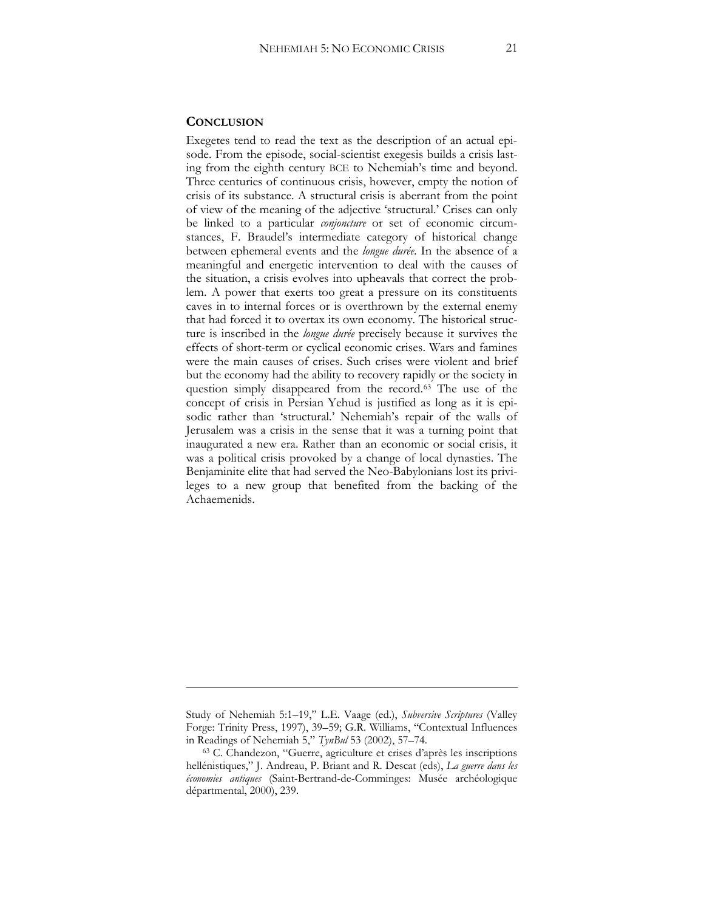## CONCLUSION

Exegetes tend to read the text as the description of an actual episode. From the episode, social-scientist exegesis builds a crisis lasting from the eighth century BCE to Nehemiah's time and beyond. Three centuries of continuous crisis, however, empty the notion of crisis of its substance. A structural crisis is aberrant from the point of view of the meaning of the adjective 'structural.' Crises can only be linked to a particular *conjoncture* or set of economic circumstances, F. Braudel's intermediate category of historical change between ephemeral events and the *longue durée*. In the absence of a meaningful and energetic intervention to deal with the causes of the situation, a crisis evolves into upheavals that correct the problem. A power that exerts too great a pressure on its constituents caves in to internal forces or is overthrown by the external enemy that had forced it to overtax its own economy. The historical structure is inscribed in the *longue durée* precisely because it survives the effects of short-term or cyclical economic crises. Wars and famines were the main causes of crises. Such crises were violent and brief but the economy had the ability to recovery rapidly or the society in question simply disappeared from the record.[63] The use of the concept of crisis in Persian Yehud is justified as long as it is episodic rather than 'structural.' Nehemiah's repair of the walls of Jerusalem was a crisis in the sense that it was a turning point that inaugurated a new era. Rather than an economic or social crisis, it was a political crisis provoked by a change of local dynasties. The Benjaminite elite that had served the Neo-Babylonians lost its privileges to a new group that benefited from the backing of the Achaemenids.

---

Study of Nehemiah 5:1–19," L.E. Vaage (ed.), *Subversive Scriptures* (Valley Forge: Trinity Press, 1997), 39–59; G.R. Williams, "Contextual Influences in Readings of Nehemiah 5," *TynBul* 53 (2002), 57–74.

[63] C. Chandezon, "Guerre, agriculture et crises d'après les inscriptions hellénistiques," J. Andreau, P. Briant and R. Descat (eds), *La guerre dans les économies antiques* (Saint-Bertrand-de-Comminges: Musée archéologique départmental, 2000), 239.